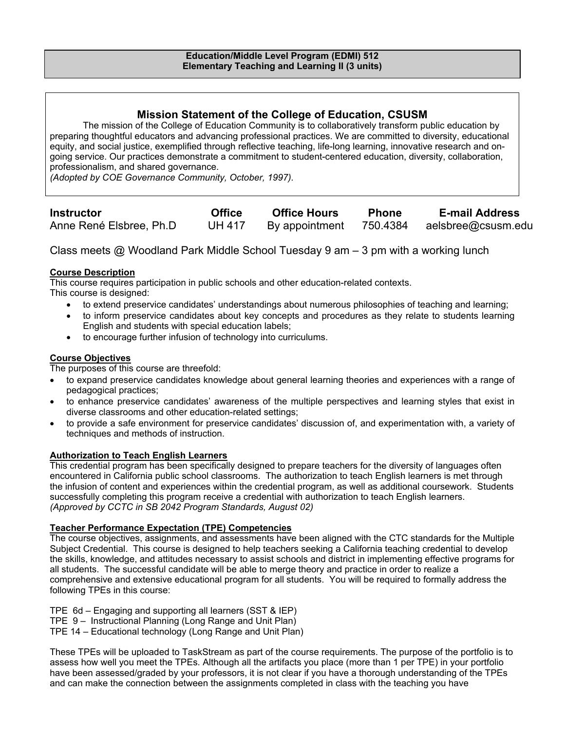**Education/Middle Level Program (EDMI) 512**
**Elementary Teaching and Learning II (3 units)**

## Mission Statement of the College of Education, CSUSM

The mission of the College of Education Community is to collaboratively transform public education by preparing thoughtful educators and advancing professional practices. We are committed to diversity, educational equity, and social justice, exemplified through reflective teaching, life-long learning, innovative research and on-going service. Our practices demonstrate a commitment to student-centered education, diversity, collaboration, professionalism, and shared governance.
*(Adopted by COE Governance Community, October, 1997).*

| Instructor | Office | Office Hours | Phone | E-mail Address |
|---|---|---|---|---|
| Anne René Elsbree, Ph.D | UH 417 | By appointment | 750.4384 | aelsbree@csusm.edu |

Class meets @ Woodland Park Middle School Tuesday 9 am – 3 pm with a working lunch

### Course Description

This course requires participation in public schools and other education-related contexts.
This course is designed:

- to extend preservice candidates' understandings about numerous philosophies of teaching and learning;
- to inform preservice candidates about key concepts and procedures as they relate to students learning English and students with special education labels;
- to encourage further infusion of technology into curriculums.

### Course Objectives

The purposes of this course are threefold:

- to expand preservice candidates knowledge about general learning theories and experiences with a range of pedagogical practices;
- to enhance preservice candidates' awareness of the multiple perspectives and learning styles that exist in diverse classrooms and other education-related settings;
- to provide a safe environment for preservice candidates' discussion of, and experimentation with, a variety of techniques and methods of instruction.

### Authorization to Teach English Learners

This credential program has been specifically designed to prepare teachers for the diversity of languages often encountered in California public school classrooms. The authorization to teach English learners is met through the infusion of content and experiences within the credential program, as well as additional coursework. Students successfully completing this program receive a credential with authorization to teach English learners.
*(Approved by CCTC in SB 2042 Program Standards, August 02)*

### Teacher Performance Expectation (TPE) Competencies

The course objectives, assignments, and assessments have been aligned with the CTC standards for the Multiple Subject Credential. This course is designed to help teachers seeking a California teaching credential to develop the skills, knowledge, and attitudes necessary to assist schools and district in implementing effective programs for all students. The successful candidate will be able to merge theory and practice in order to realize a comprehensive and extensive educational program for all students. You will be required to formally address the following TPEs in this course:

TPE 6d – Engaging and supporting all learners (SST & IEP)
TPE 9 – Instructional Planning (Long Range and Unit Plan)
TPE 14 – Educational technology (Long Range and Unit Plan)

These TPEs will be uploaded to TaskStream as part of the course requirements. The purpose of the portfolio is to assess how well you meet the TPEs. Although all the artifacts you place (more than 1 per TPE) in your portfolio have been assessed/graded by your professors, it is not clear if you have a thorough understanding of the TPEs and can make the connection between the assignments completed in class with the teaching you have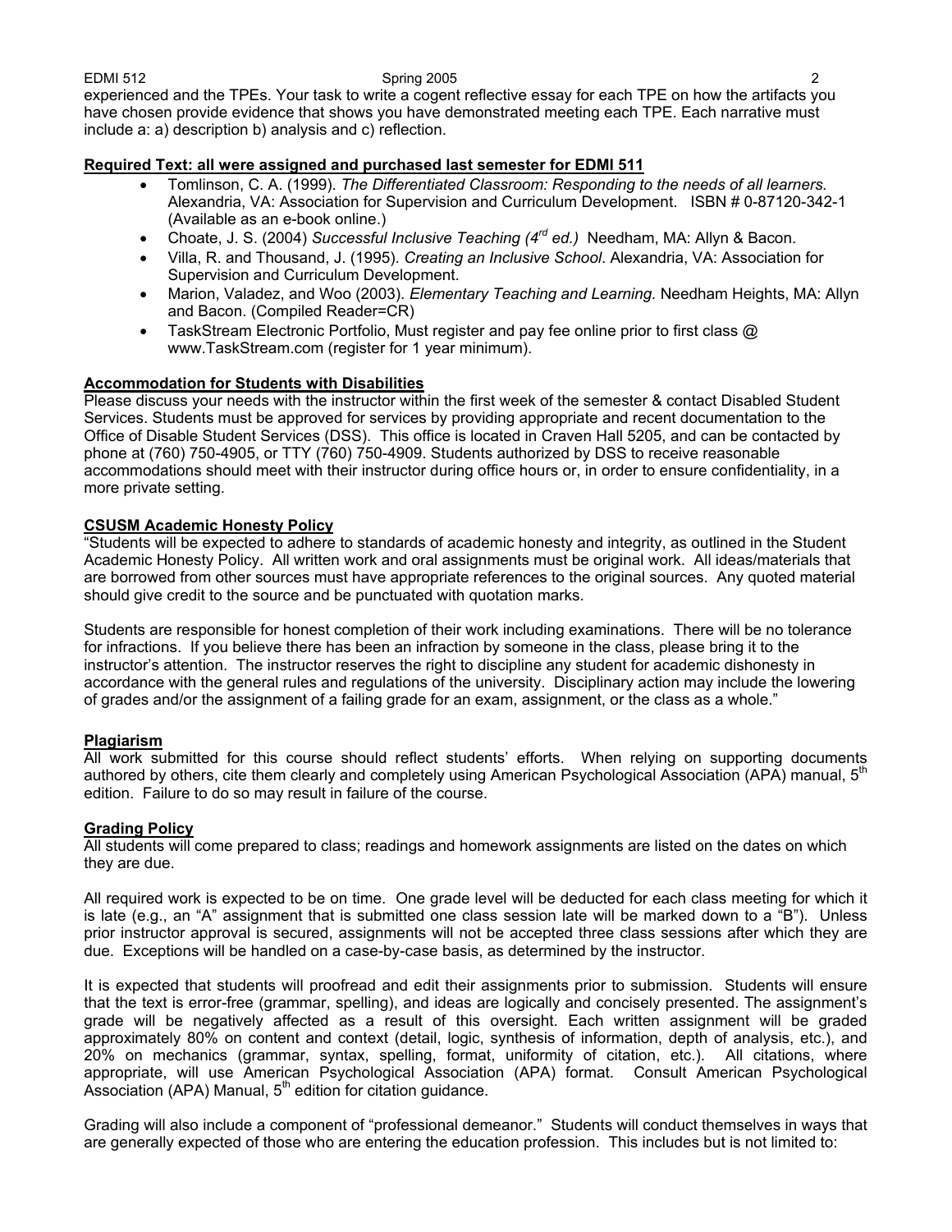experienced and the TPEs. Your task to write a cogent reflective essay for each TPE on how the artifacts you have chosen provide evidence that shows you have demonstrated meeting each TPE. Each narrative must include a: a) description b) analysis and c) reflection.

**Required Text: all were assigned and purchased last semester for EDMI 511**

- Tomlinson, C. A. (1999). *The Differentiated Classroom: Responding to the needs of all learners.* Alexandria, VA: Association for Supervision and Curriculum Development. ISBN # 0-87120-342-1 (Available as an e-book online.)
- Choate, J. S. (2004) *Successful Inclusive Teaching (4th ed.)* Needham, MA: Allyn & Bacon.
- Villa, R. and Thousand, J. (1995). *Creating an Inclusive School*. Alexandria, VA: Association for Supervision and Curriculum Development.
- Marion, Valadez, and Woo (2003). *Elementary Teaching and Learning.* Needham Heights, MA: Allyn and Bacon. (Compiled Reader=CR)
- TaskStream Electronic Portfolio, Must register and pay fee online prior to first class @ www.TaskStream.com (register for 1 year minimum).

**Accommodation for Students with Disabilities**

Please discuss your needs with the instructor within the first week of the semester & contact Disabled Student Services. Students must be approved for services by providing appropriate and recent documentation to the Office of Disable Student Services (DSS). This office is located in Craven Hall 5205, and can be contacted by phone at (760) 750-4905, or TTY (760) 750-4909. Students authorized by DSS to receive reasonable accommodations should meet with their instructor during office hours or, in order to ensure confidentiality, in a more private setting.

**CSUSM Academic Honesty Policy**

"Students will be expected to adhere to standards of academic honesty and integrity, as outlined in the Student Academic Honesty Policy. All written work and oral assignments must be original work. All ideas/materials that are borrowed from other sources must have appropriate references to the original sources. Any quoted material should give credit to the source and be punctuated with quotation marks.

Students are responsible for honest completion of their work including examinations. There will be no tolerance for infractions. If you believe there has been an infraction by someone in the class, please bring it to the instructor's attention. The instructor reserves the right to discipline any student for academic dishonesty in accordance with the general rules and regulations of the university. Disciplinary action may include the lowering of grades and/or the assignment of a failing grade for an exam, assignment, or the class as a whole."

**Plagiarism**

All work submitted for this course should reflect students' efforts. When relying on supporting documents authored by others, cite them clearly and completely using American Psychological Association (APA) manual, 5th edition. Failure to do so may result in failure of the course.

**Grading Policy**

All students will come prepared to class; readings and homework assignments are listed on the dates on which they are due.

All required work is expected to be on time. One grade level will be deducted for each class meeting for which it is late (e.g., an "A" assignment that is submitted one class session late will be marked down to a "B"). Unless prior instructor approval is secured, assignments will not be accepted three class sessions after which they are due. Exceptions will be handled on a case-by-case basis, as determined by the instructor.

It is expected that students will proofread and edit their assignments prior to submission. Students will ensure that the text is error-free (grammar, spelling), and ideas are logically and concisely presented. The assignment's grade will be negatively affected as a result of this oversight. Each written assignment will be graded approximately 80% on content and context (detail, logic, synthesis of information, depth of analysis, etc.), and 20% on mechanics (grammar, syntax, spelling, format, uniformity of citation, etc.). All citations, where appropriate, will use American Psychological Association (APA) format. Consult American Psychological Association (APA) Manual, 5th edition for citation guidance.

Grading will also include a component of "professional demeanor." Students will conduct themselves in ways that are generally expected of those who are entering the education profession. This includes but is not limited to: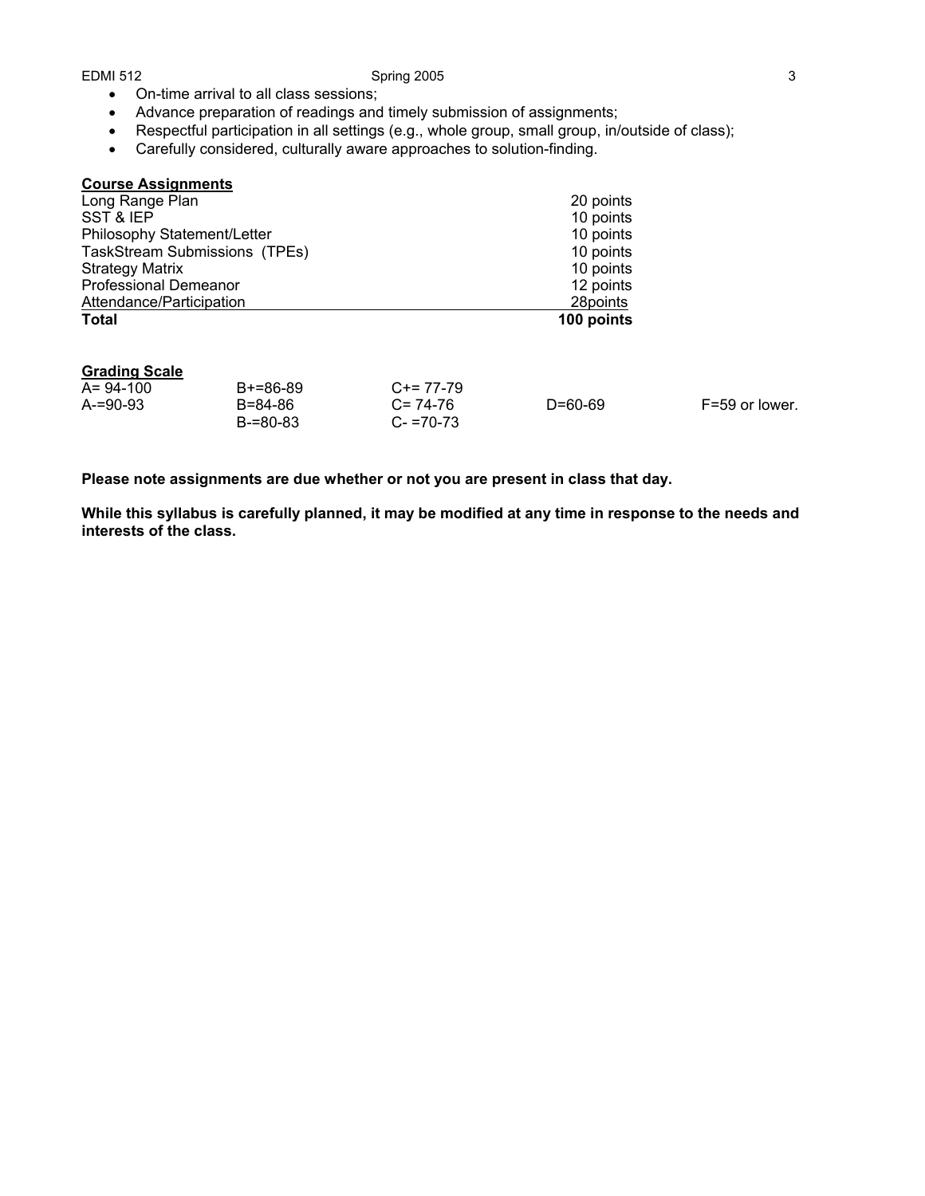- On-time arrival to all class sessions;
- Advance preparation of readings and timely submission of assignments;
- Respectful participation in all settings (e.g., whole group, small group, in/outside of class);
- Carefully considered, culturally aware approaches to solution-finding.

**Course Assignments**

| | |
|---|---|
| Long Range Plan | 20 points |
| SST & IEP | 10 points |
| Philosophy Statement/Letter | 10 points |
| TaskStream Submissions (TPEs) | 10 points |
| Strategy Matrix | 10 points |
| Professional Demeanor | 12 points |
| Attendance/Participation | 28points |
| **Total** | **100 points** |

**Grading Scale**

| | | | | |
|---|---|---|---|---|
| A= 94-100 | B+=86-89 | C+= 77-79 | | |
| A-=90-93 | B=84-86 | C= 74-76 | D=60-69 | F=59 or lower. |
| | B-=80-83 | C- =70-73 | | |

**Please note assignments are due whether or not you are present in class that day.**

**While this syllabus is carefully planned, it may be modified at any time in response to the needs and interests of the class.**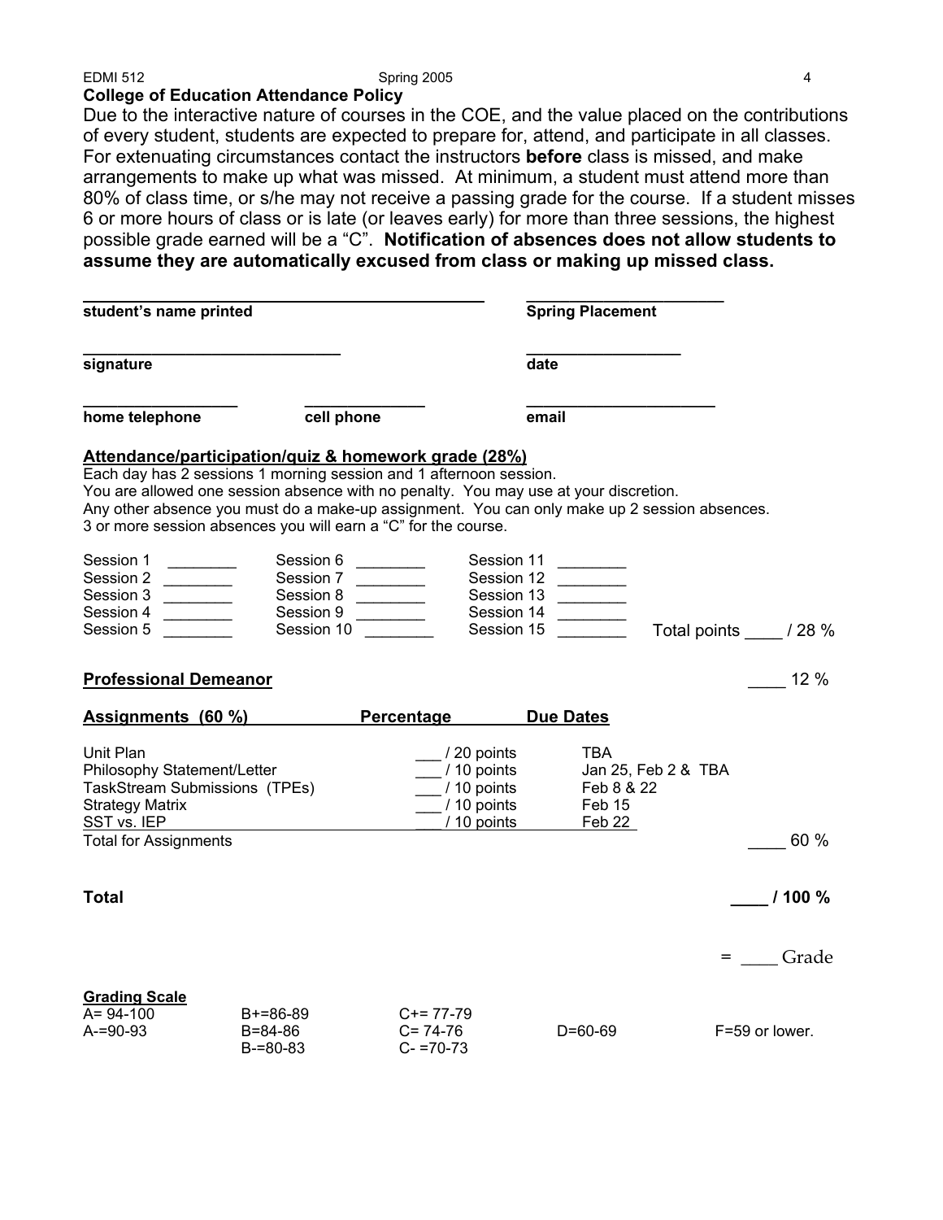**College of Education Attendance Policy**

Due to the interactive nature of courses in the COE, and the value placed on the contributions of every student, students are expected to prepare for, attend, and participate in all classes. For extenuating circumstances contact the instructors **before** class is missed, and make arrangements to make up what was missed. At minimum, a student must attend more than 80% of class time, or s/he may not receive a passing grade for the course. If a student misses 6 or more hours of class or is late (or leaves early) for more than three sessions, the highest possible grade earned will be a "C". **Notification of absences does not allow students to assume they are automatically excused from class or making up missed class.**

| | |
|---|---|
| _______________________________ | ____________________ |
| **student's name printed** | **Spring Placement** |
| _______________________________ | ____________________ |
| **signature** | **date** |
| __________________ __________________ | ____________________ |
| **home telephone** **cell phone** | **email** |

## Attendance/participation/quiz & homework grade (28%)

Each day has 2 sessions 1 morning session and 1 afternoon session.
You are allowed one session absence with no penalty. You may use at your discretion.
Any other absence you must do a make-up assignment. You can only make up 2 session absences.
3 or more session absences you will earn a "C" for the course.

| | | | |
|---|---|---|---|
| Session 1 ________ | Session 6 ________ | Session 11 ________ | |
| Session 2 ________ | Session 7 ________ | Session 12 ________ | |
| Session 3 ________ | Session 8 ________ | Session 13 ________ | |
| Session 4 ________ | Session 9 ________ | Session 14 ________ | |
| Session 5 ________ | Session 10 ________ | Session 15 ________ | Total points ____ / 28 % |

**Professional Demeanor** ____ 12 %

| Assignments (60 %) | Percentage | Due Dates |
|---|---|---|
| Unit Plan | ___ / 20 points | TBA |
| Philosophy Statement/Letter | ___ / 10 points | Jan 25, Feb 2 & TBA |
| TaskStream Submissions (TPEs) | ___ / 10 points | Feb 8 & 22 |
| Strategy Matrix | ___ / 10 points | Feb 15 |
| SST vs. IEP | ___ / 10 points | Feb 22 |
| Total for Assignments | | ____ 60 % |

**Total** **____ / 100 %**

= ____ Grade

**Grading Scale**

| | | | | |
|---|---|---|---|---|
| A= 94-100 | B+=86-89 | C+= 77-79 | | |
| A-=90-93 | B=84-86 | C= 74-76 | D=60-69 | F=59 or lower. |
| | B-=80-83 | C- =70-73 | | |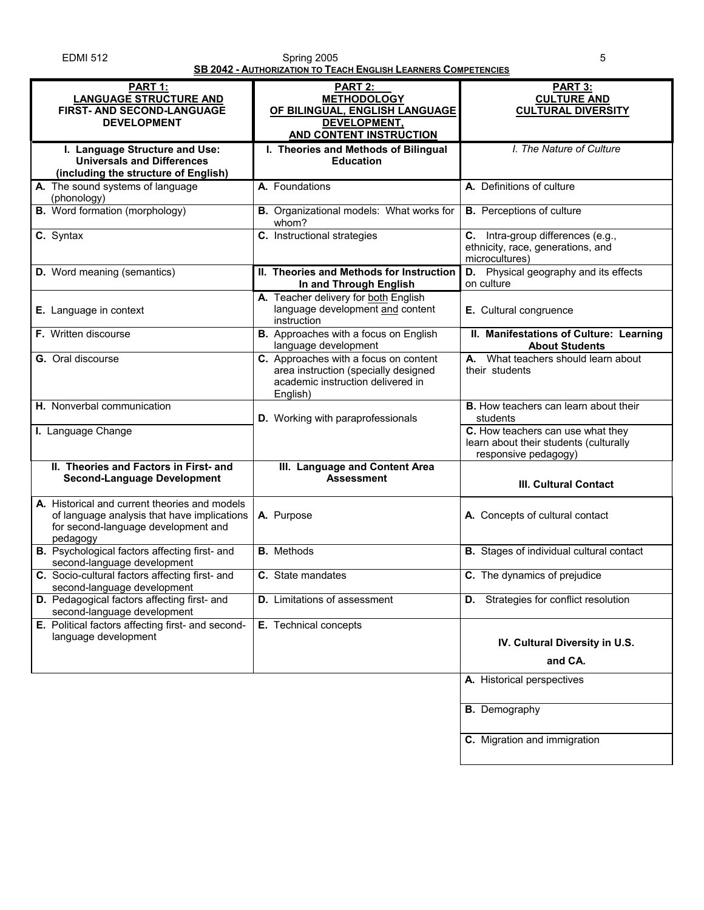## SB 2042 - Authorization to Teach English Learners Competencies

| PART 1: LANGUAGE STRUCTURE AND FIRST- AND SECOND-LANGUAGE DEVELOPMENT | PART 2: METHODOLOGY OF BILINGUAL, ENGLISH LANGUAGE DEVELOPMENT, AND CONTENT INSTRUCTION | PART 3: CULTURE AND CULTURAL DIVERSITY |
|---|---|---|
| **I. Language Structure and Use: Universals and Differences (including the structure of English)** | **I. Theories and Methods of Bilingual Education** | *I. The Nature of Culture* |
| **A.** The sound systems of language (phonology) | **A.** Foundations | **A.** Definitions of culture |
| **B.** Word formation (morphology) | **B.** Organizational models: What works for whom? | **B.** Perceptions of culture |
| **C.** Syntax | **C.** Instructional strategies | **C.** Intra-group differences (e.g., ethnicity, race, generations, and microcultures) |
| **D.** Word meaning (semantics) | **II. Theories and Methods for Instruction In and Through English** | **D.** Physical geography and its effects on culture |
| **E.** Language in context | **A.** Teacher delivery for both English language development and content instruction | **E.** Cultural congruence |
| **F.** Written discourse | **B.** Approaches with a focus on English language development | **II. Manifestations of Culture: Learning About Students** |
| **G.** Oral discourse | **C.** Approaches with a focus on content area instruction (specially designed academic instruction delivered in English) | **A.** What teachers should learn about their students |
| **H.** Nonverbal communication | **D.** Working with paraprofessionals | **B.** How teachers can learn about their students |
| **I.** Language Change | | **C.** How teachers can use what they learn about their students (culturally responsive pedagogy) |
| **II. Theories and Factors in First- and Second-Language Development** | **III. Language and Content Area Assessment** | **III. Cultural Contact** |
| **A.** Historical and current theories and models of language analysis that have implications for second-language development and pedagogy | **A.** Purpose | **A.** Concepts of cultural contact |
| **B.** Psychological factors affecting first- and second-language development | **B.** Methods | **B.** Stages of individual cultural contact |
| **C.** Socio-cultural factors affecting first- and second-language development | **C.** State mandates | **C.** The dynamics of prejudice |
| **D.** Pedagogical factors affecting first- and second-language development | **D.** Limitations of assessment | **D.** Strategies for conflict resolution |
| **E.** Political factors affecting first- and second-language development | **E.** Technical concepts | **IV. Cultural Diversity in U.S. and CA.** |
| | | **A.** Historical perspectives |
| | | **B.** Demography |
| | | **C.** Migration and immigration |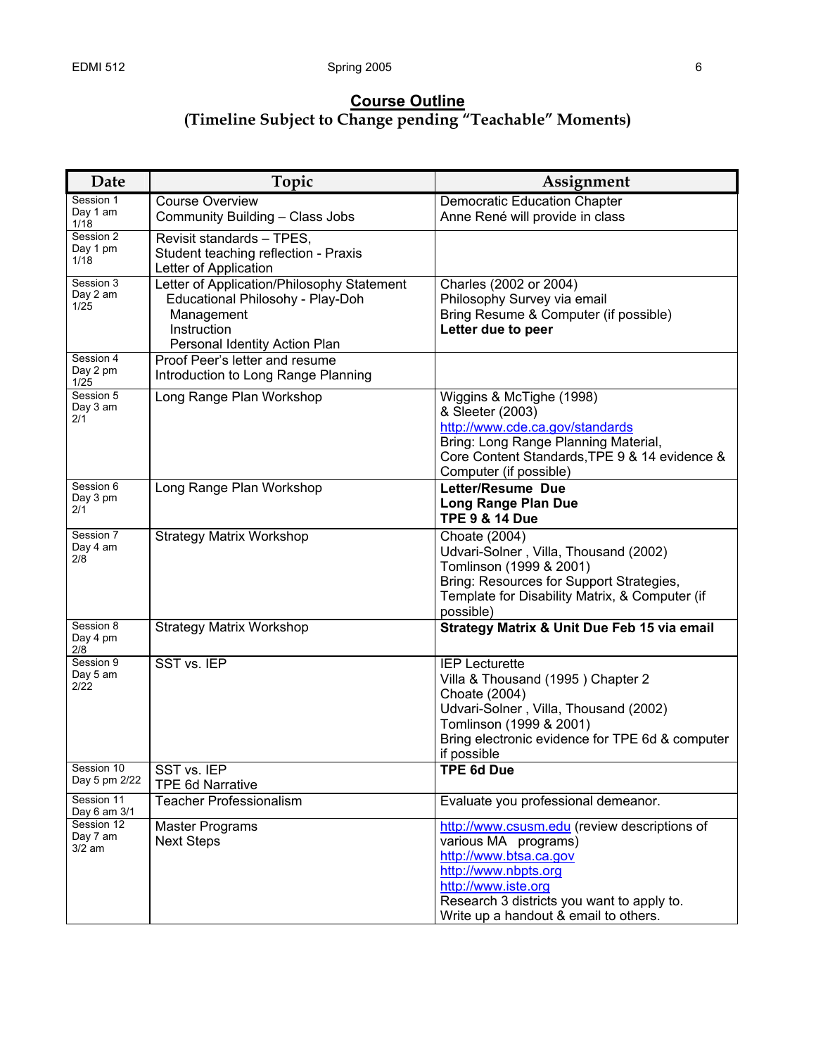# Course Outline

**(Timeline Subject to Change pending "Teachable" Moments)**

| Date | Topic | Assignment |
|---|---|---|
| Session 1 Day 1 am 1/18 | Course Overview<br>Community Building – Class Jobs | Democratic Education Chapter<br>Anne René will provide in class |
| Session 2 Day 1 pm 1/18 | Revisit standards – TPES,<br>Student teaching reflection - Praxis<br>Letter of Application | |
| Session 3 Day 2 am 1/25 | Letter of Application/Philosophy Statement<br>Educational Philosophy - Play-Doh<br>Management<br>Instruction<br>Personal Identity Action Plan | Charles (2002 or 2004)<br>Philosophy Survey via email<br>Bring Resume & Computer (if possible)<br>**Letter due to peer** |
| Session 4 Day 2 pm 1/25 | Proof Peer's letter and resume<br>Introduction to Long Range Planning | |
| Session 5 Day 3 am 2/1 | Long Range Plan Workshop | Wiggins & McTighe (1998)<br>& Sleeter (2003)<br>http://www.cde.ca.gov/standards<br>Bring: Long Range Planning Material, Core Content Standards,TPE 9 & 14 evidence & Computer (if possible) |
| Session 6 Day 3 pm 2/1 | Long Range Plan Workshop | **Letter/Resume Due**<br>**Long Range Plan Due**<br>**TPE 9 & 14 Due** |
| Session 7 Day 4 am 2/8 | Strategy Matrix Workshop | Choate (2004)<br>Udvari-Solner , Villa, Thousand (2002)<br>Tomlinson (1999 & 2001)<br>Bring: Resources for Support Strategies, Template for Disability Matrix, & Computer (if possible) |
| Session 8 Day 4 pm 2/8 | Strategy Matrix Workshop | **Strategy Matrix & Unit Due Feb 15 via email** |
| Session 9 Day 5 am 2/22 | SST vs. IEP | IEP Lecturette<br>Villa & Thousand (1995 ) Chapter 2<br>Choate (2004)<br>Udvari-Solner , Villa, Thousand (2002)<br>Tomlinson (1999 & 2001)<br>Bring electronic evidence for TPE 6d & computer if possible |
| Session 10 Day 5 pm 2/22 | SST vs. IEP<br>TPE 6d Narrative | **TPE 6d Due** |
| Session 11 Day 6 am 3/1 | Teacher Professionalism | Evaluate you professional demeanor. |
| Session 12 Day 7 am 3/2 am | Master Programs<br>Next Steps | http://www.csusm.edu (review descriptions of various MA programs)<br>http://www.btsa.ca.gov<br>http://www.nbpts.org<br>http://www.iste.org<br>Research 3 districts you want to apply to. Write up a handout & email to others. |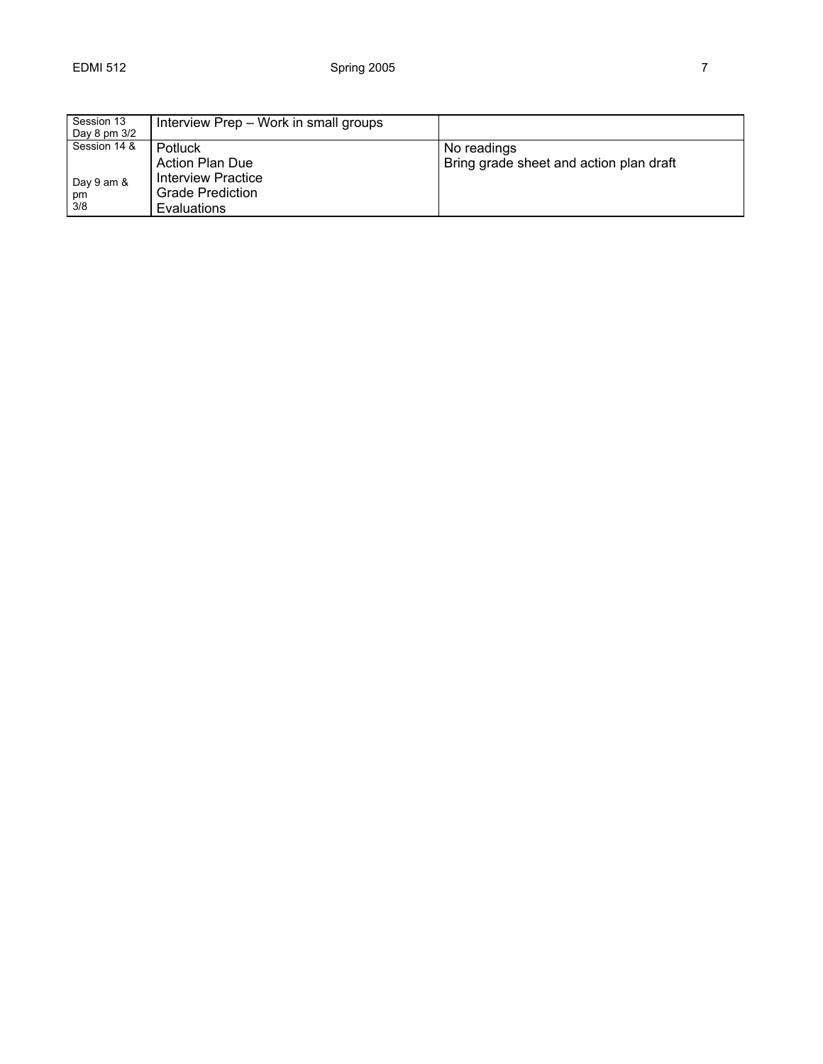| Session 13 Day 8 pm 3/2 | Interview Prep – Work in small groups | |
|---|---|---|
| Session 14 & Day 9 am & pm 3/8 | Potluck<br>Action Plan Due<br>Interview Practice<br>Grade Prediction<br>Evaluations | No readings<br>Bring grade sheet and action plan draft |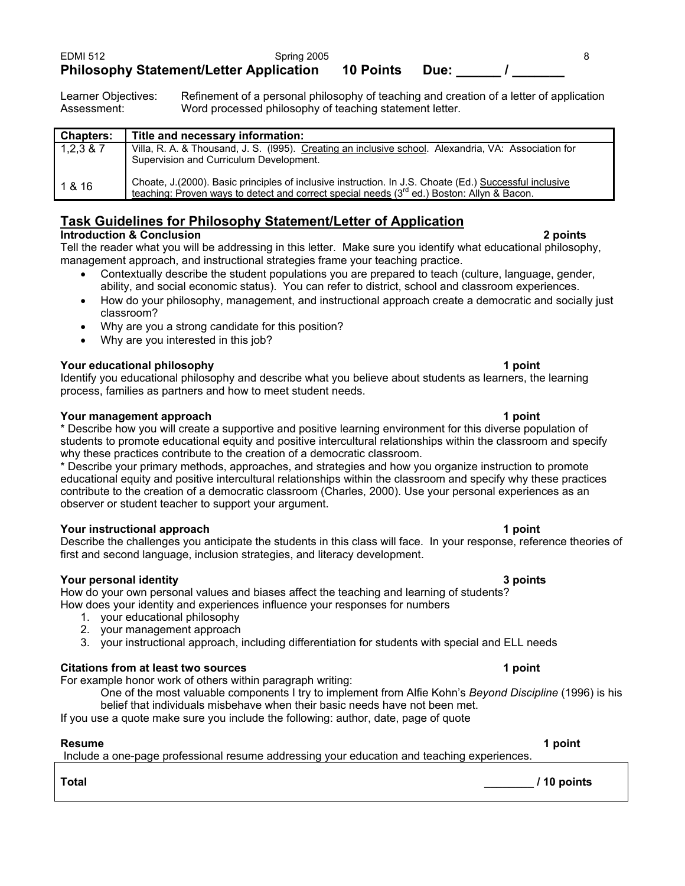## Philosophy Statement/Letter Application 10 Points Due: ______ / _______

Learner Objectives: Refinement of a personal philosophy of teaching and creation of a letter of application
Assessment: Word processed philosophy of teaching statement letter.

| Chapters: | Title and necessary information: |
|---|---|
| 1,2,3 & 7 | Villa, R. A. & Thousand, J. S. (l995). Creating an inclusive school. Alexandria, VA: Association for Supervision and Curriculum Development. |
| 1 & 16 | Choate, J.(2000). Basic principles of inclusive instruction. In J.S. Choate (Ed.) Successful inclusive teaching: Proven ways to detect and correct special needs (3rd ed.) Boston: Allyn & Bacon. |

## Task Guidelines for Philosophy Statement/Letter of Application

**Introduction & Conclusion 2 points**

Tell the reader what you will be addressing in this letter. Make sure you identify what educational philosophy, management approach, and instructional strategies frame your teaching practice.

- Contextually describe the student populations you are prepared to teach (culture, language, gender, ability, and social economic status). You can refer to district, school and classroom experiences.
- How do your philosophy, management, and instructional approach create a democratic and socially just classroom?
- Why are you a strong candidate for this position?
- Why are you interested in this job?

**Your educational philosophy 1 point**

Identify you educational philosophy and describe what you believe about students as learners, the learning process, families as partners and how to meet student needs.

**Your management approach 1 point**

* Describe how you will create a supportive and positive learning environment for this diverse population of students to promote educational equity and positive intercultural relationships within the classroom and specify why these practices contribute to the creation of a democratic classroom.

* Describe your primary methods, approaches, and strategies and how you organize instruction to promote educational equity and positive intercultural relationships within the classroom and specify why these practices contribute to the creation of a democratic classroom (Charles, 2000). Use your personal experiences as an observer or student teacher to support your argument.

**Your instructional approach 1 point**

Describe the challenges you anticipate the students in this class will face. In your response, reference theories of first and second language, inclusion strategies, and literacy development.

**Your personal identity 3 points**

How do your own personal values and biases affect the teaching and learning of students?
How does your identity and experiences influence your responses for numbers

1. your educational philosophy
2. your management approach
3. your instructional approach, including differentiation for students with special and ELL needs

**Citations from at least two sources 1 point**

For example honor work of others within paragraph writing:

One of the most valuable components I try to implement from Alfie Kohn's *Beyond Discipline* (1996) is his belief that individuals misbehave when their basic needs have not been met.

If you use a quote make sure you include the following: author, date, page of quote

**Resume 1 point**

Include a one-page professional resume addressing your education and teaching experiences.

**Total ________ / 10 points**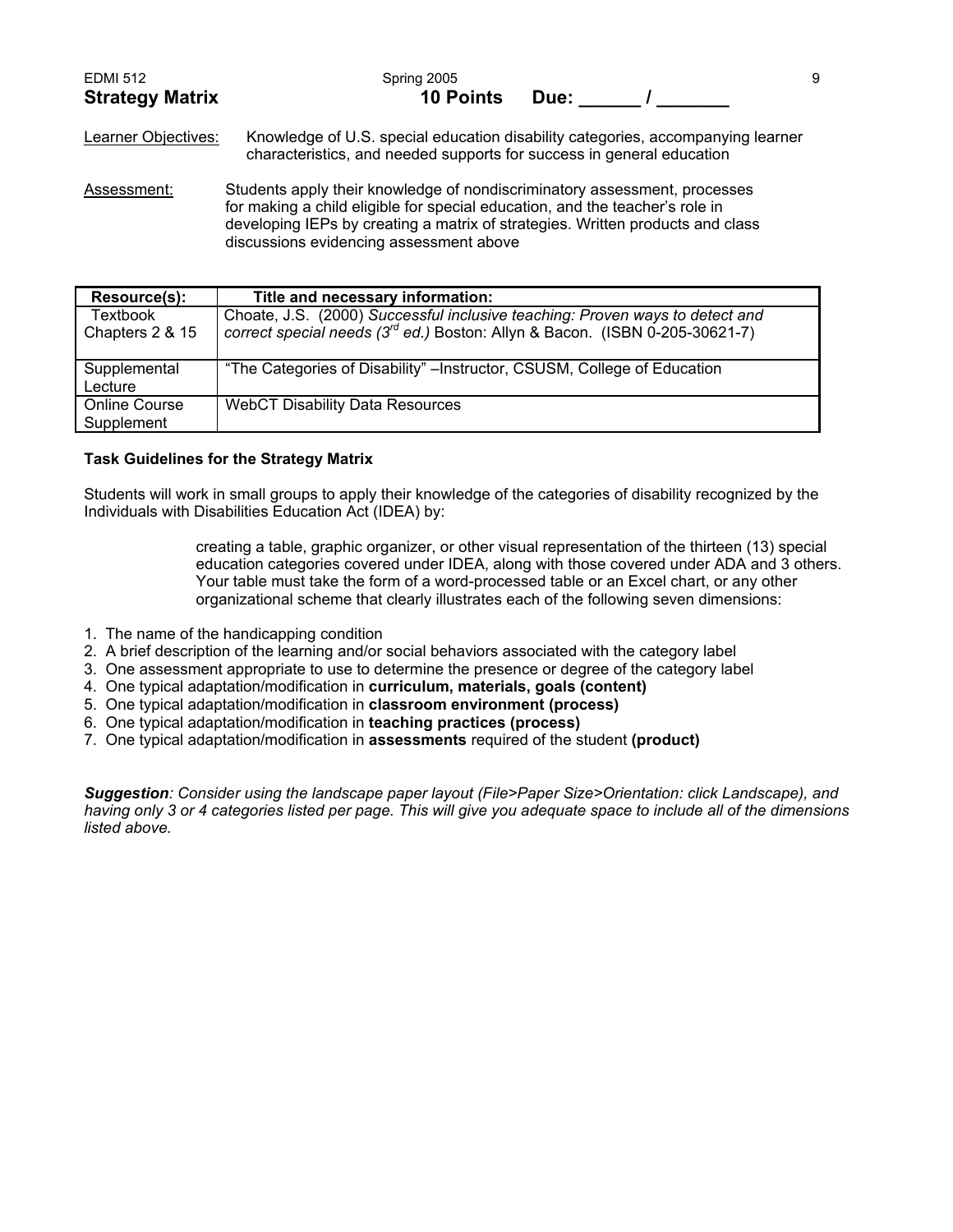## Strategy Matrix

**10 Points Due: ______ / _______**

Learner Objectives: Knowledge of U.S. special education disability categories, accompanying learner characteristics, and needed supports for success in general education

Assessment: Students apply their knowledge of nondiscriminatory assessment, processes for making a child eligible for special education, and the teacher's role in developing IEPs by creating a matrix of strategies. Written products and class discussions evidencing assessment above

| Resource(s): | Title and necessary information: |
|---|---|
| Textbook Chapters 2 & 15 | Choate, J.S. (2000) *Successful inclusive teaching: Proven ways to detect and correct special needs (3rd ed.)* Boston: Allyn & Bacon. (ISBN 0-205-30621-7) |
| Supplemental Lecture | "The Categories of Disability" –Instructor, CSUSM, College of Education |
| Online Course Supplement | WebCT Disability Data Resources |

**Task Guidelines for the Strategy Matrix**

Students will work in small groups to apply their knowledge of the categories of disability recognized by the Individuals with Disabilities Education Act (IDEA) by:

> creating a table, graphic organizer, or other visual representation of the thirteen (13) special education categories covered under IDEA, along with those covered under ADA and 3 others. Your table must take the form of a word-processed table or an Excel chart, or any other organizational scheme that clearly illustrates each of the following seven dimensions:

1. The name of the handicapping condition
2. A brief description of the learning and/or social behaviors associated with the category label
3. One assessment appropriate to use to determine the presence or degree of the category label
4. One typical adaptation/modification in **curriculum, materials, goals (content)**
5. One typical adaptation/modification in **classroom environment (process)**
6. One typical adaptation/modification in **teaching practices (process)**
7. One typical adaptation/modification in **assessments** required of the student **(product)**

***Suggestion****: Consider using the landscape paper layout (File>Paper Size>Orientation: click Landscape), and having only 3 or 4 categories listed per page. This will give you adequate space to include all of the dimensions listed above.*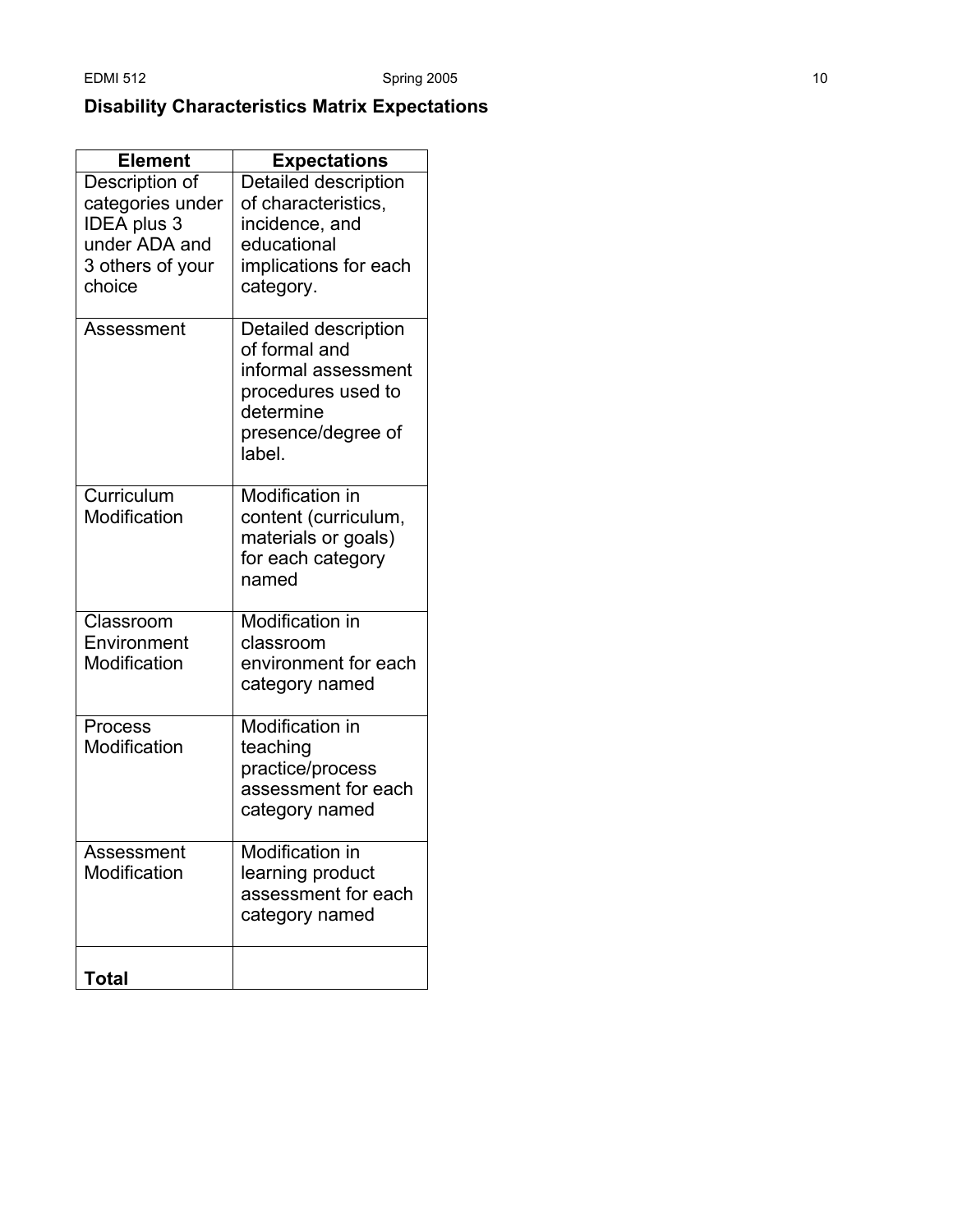## Disability Characteristics Matrix Expectations

| Element | Expectations |
|---|---|
| Description of categories under IDEA plus 3 under ADA and 3 others of your choice | Detailed description of characteristics, incidence, and educational implications for each category. |
| Assessment | Detailed description of formal and informal assessment procedures used to determine presence/degree of label. |
| Curriculum Modification | Modification in content (curriculum, materials or goals) for each category named |
| Classroom Environment Modification | Modification in classroom environment for each category named |
| Process Modification | Modification in teaching practice/process assessment for each category named |
| Assessment Modification | Modification in learning product assessment for each category named |
| **Total** | |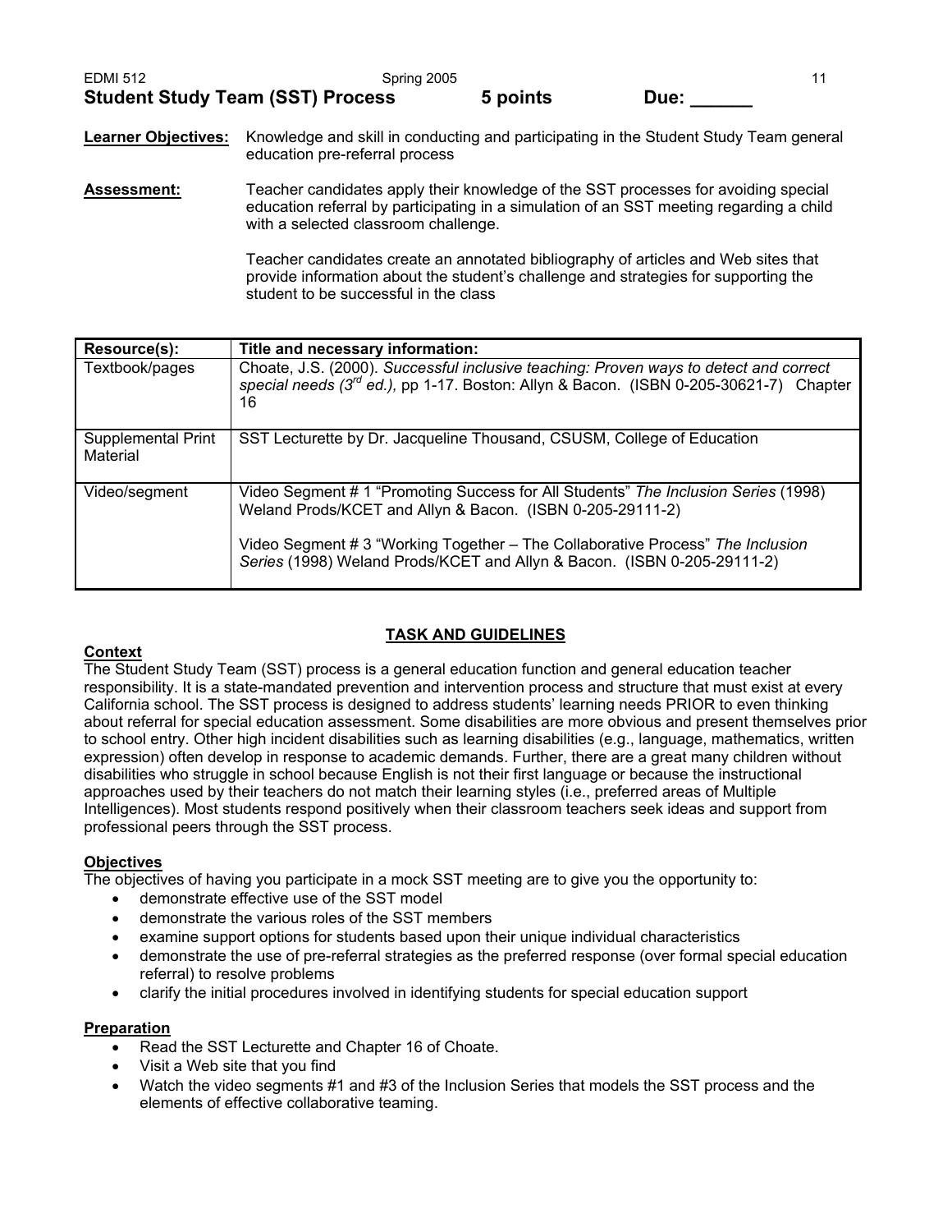**Student Study Team (SST) Process** **5 points** **Due: ______**

**Learner Objectives:** Knowledge and skill in conducting and participating in the Student Study Team general education pre-referral process

**Assessment:** Teacher candidates apply their knowledge of the SST processes for avoiding special education referral by participating in a simulation of an SST meeting regarding a child with a selected classroom challenge.

Teacher candidates create an annotated bibliography of articles and Web sites that provide information about the student's challenge and strategies for supporting the student to be successful in the class

| Resource(s): | Title and necessary information: |
|---|---|
| Textbook/pages | Choate, J.S. (2000). *Successful inclusive teaching: Proven ways to detect and correct special needs (3rd ed.),* pp 1-17. Boston: Allyn & Bacon. (ISBN 0-205-30621-7) Chapter 16 |
| Supplemental Print Material | SST Lecturette by Dr. Jacqueline Thousand, CSUSM, College of Education |
| Video/segment | Video Segment # 1 "Promoting Success for All Students" *The Inclusion Series* (1998) Weland Prods/KCET and Allyn & Bacon. (ISBN 0-205-29111-2)<br><br>Video Segment # 3 "Working Together – The Collaborative Process" *The Inclusion Series* (1998) Weland Prods/KCET and Allyn & Bacon. (ISBN 0-205-29111-2) |

## TASK AND GUIDELINES

**Context**

The Student Study Team (SST) process is a general education function and general education teacher responsibility. It is a state-mandated prevention and intervention process and structure that must exist at every California school. The SST process is designed to address students' learning needs PRIOR to even thinking about referral for special education assessment. Some disabilities are more obvious and present themselves prior to school entry. Other high incident disabilities such as learning disabilities (e.g., language, mathematics, written expression) often develop in response to academic demands. Further, there are a great many children without disabilities who struggle in school because English is not their first language or because the instructional approaches used by their teachers do not match their learning styles (i.e., preferred areas of Multiple Intelligences). Most students respond positively when their classroom teachers seek ideas and support from professional peers through the SST process.

**Objectives**

The objectives of having you participate in a mock SST meeting are to give you the opportunity to:

- demonstrate effective use of the SST model
- demonstrate the various roles of the SST members
- examine support options for students based upon their unique individual characteristics
- demonstrate the use of pre-referral strategies as the preferred response (over formal special education referral) to resolve problems
- clarify the initial procedures involved in identifying students for special education support

**Preparation**

- Read the SST Lecturette and Chapter 16 of Choate.
- Visit a Web site that you find
- Watch the video segments #1 and #3 of the Inclusion Series that models the SST process and the elements of effective collaborative teaming.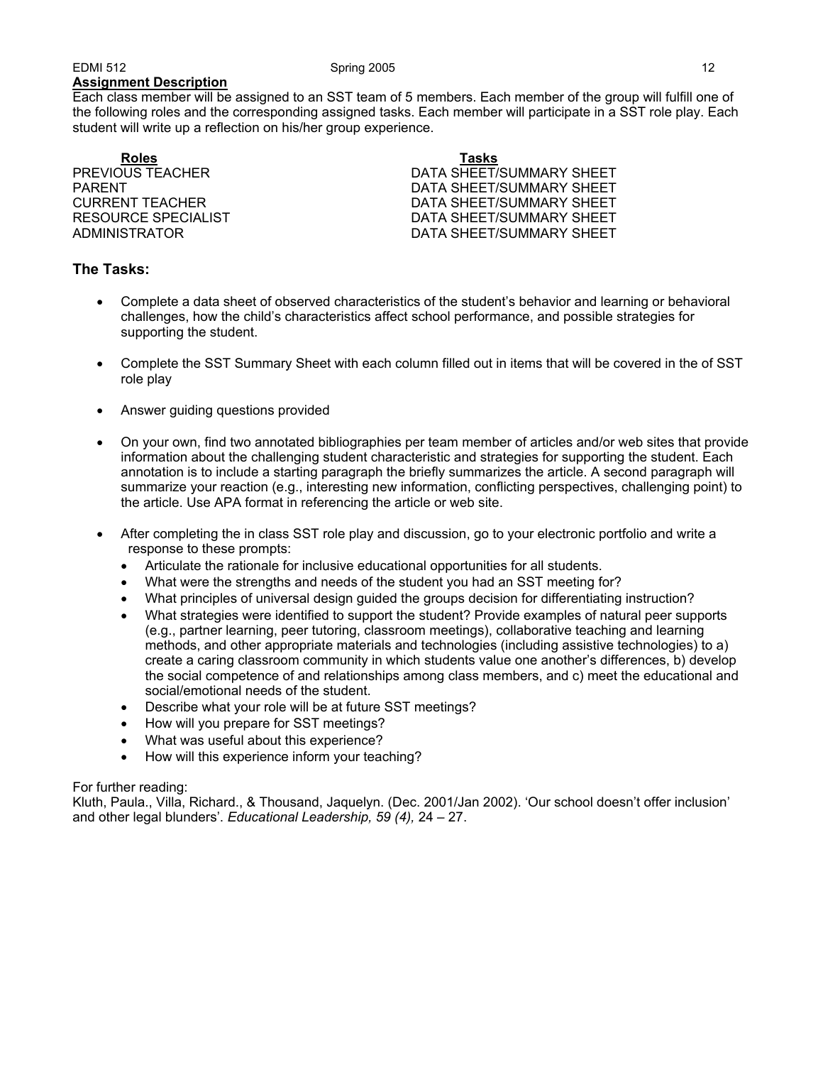**Assignment Description**

Each class member will be assigned to an SST team of 5 members. Each member of the group will fulfill one of the following roles and the corresponding assigned tasks. Each member will participate in a SST role play. Each student will write up a reflection on his/her group experience.

| Roles | Tasks |
|---|---|
| PREVIOUS TEACHER | DATA SHEET/SUMMARY SHEET |
| PARENT | DATA SHEET/SUMMARY SHEET |
| CURRENT TEACHER | DATA SHEET/SUMMARY SHEET |
| RESOURCE SPECIALIST | DATA SHEET/SUMMARY SHEET |
| ADMINISTRATOR | DATA SHEET/SUMMARY SHEET |

## The Tasks:

- Complete a data sheet of observed characteristics of the student's behavior and learning or behavioral challenges, how the child's characteristics affect school performance, and possible strategies for supporting the student.
- Complete the SST Summary Sheet with each column filled out in items that will be covered in the of SST role play
- Answer guiding questions provided
- On your own, find two annotated bibliographies per team member of articles and/or web sites that provide information about the challenging student characteristic and strategies for supporting the student. Each annotation is to include a starting paragraph the briefly summarizes the article. A second paragraph will summarize your reaction (e.g., interesting new information, conflicting perspectives, challenging point) to the article. Use APA format in referencing the article or web site.
- After completing the in class SST role play and discussion, go to your electronic portfolio and write a response to these prompts:
  - Articulate the rationale for inclusive educational opportunities for all students.
  - What were the strengths and needs of the student you had an SST meeting for?
  - What principles of universal design guided the groups decision for differentiating instruction?
  - What strategies were identified to support the student? Provide examples of natural peer supports (e.g., partner learning, peer tutoring, classroom meetings), collaborative teaching and learning methods, and other appropriate materials and technologies (including assistive technologies) to a) create a caring classroom community in which students value one another's differences, b) develop the social competence of and relationships among class members, and c) meet the educational and social/emotional needs of the student.
  - Describe what your role will be at future SST meetings?
  - How will you prepare for SST meetings?
  - What was useful about this experience?
  - How will this experience inform your teaching?

For further reading:
Kluth, Paula., Villa, Richard., & Thousand, Jaquelyn. (Dec. 2001/Jan 2002). 'Our school doesn't offer inclusion' and other legal blunders'. *Educational Leadership, 59 (4),* 24 – 27.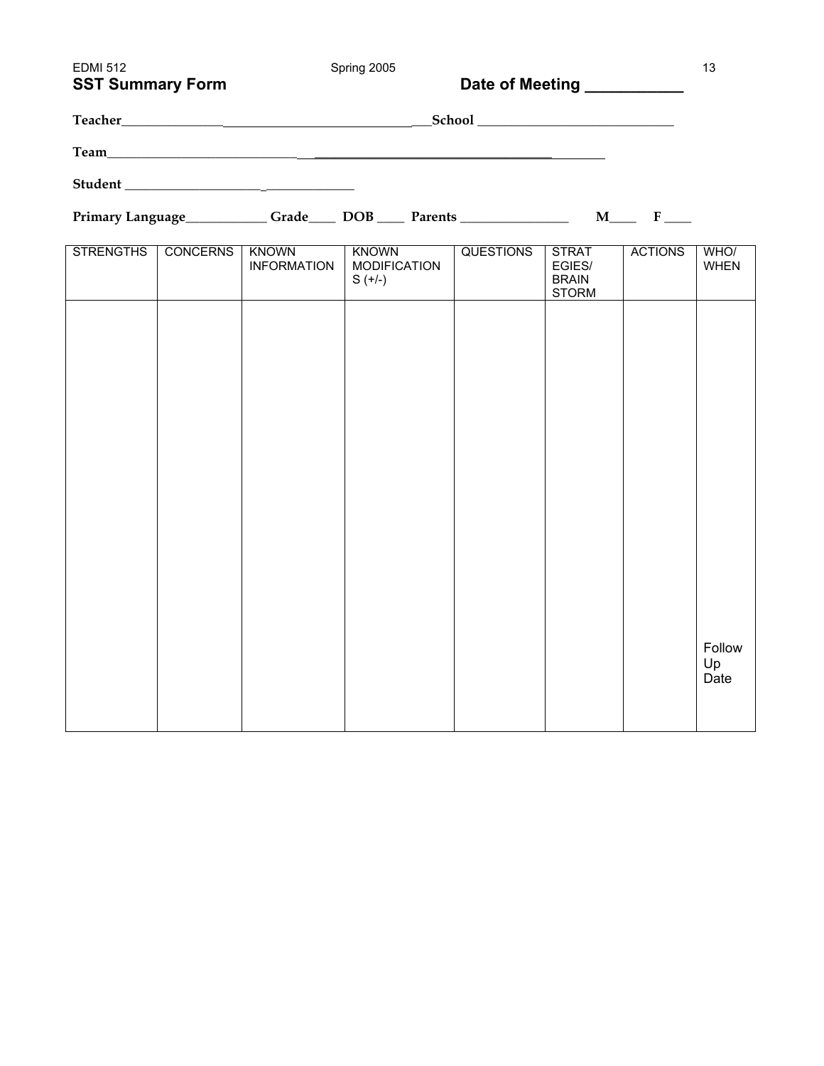## SST Summary Form

**Date of Meeting ___________**

**Teacher**_____________________________________________ **School** _____________________________

**Team**__________________________________________________________________

**Student** ____________________________________

**Primary Language**____________ **Grade**____ **DOB** ____ **Parents** ________________ **M**____ **F** ____

| STRENGTHS | CONCERNS | KNOWN INFORMATION | KNOWN MODIFICATIONS (+/-) | QUESTIONS | STRATEGIES/ BRAIN STORM | ACTIONS | WHO/ WHEN |
|---|---|---|---|---|---|---|---|
| | | | | | | | Follow Up Date |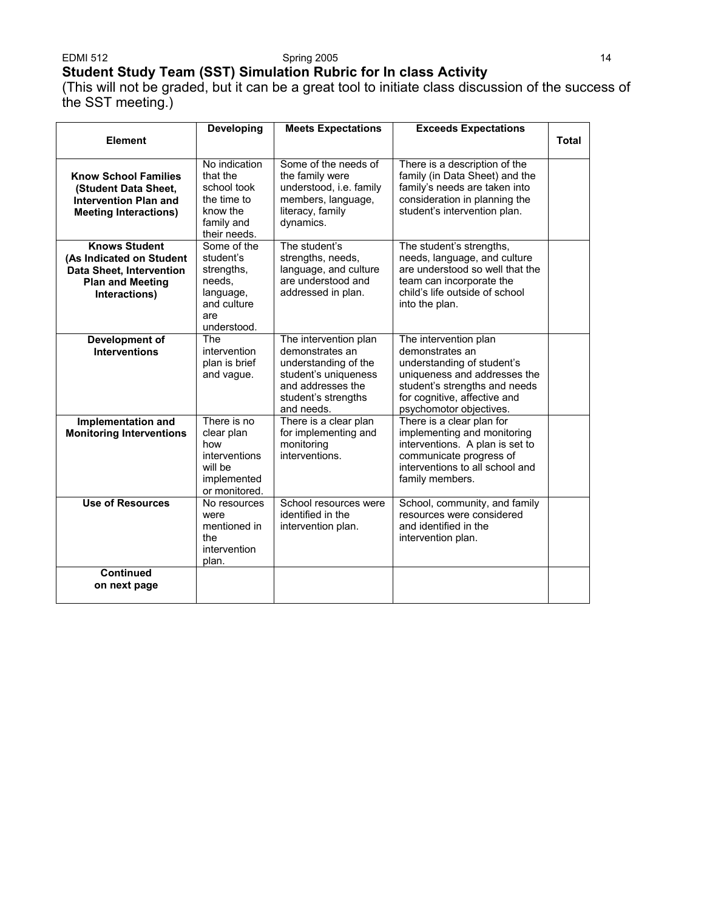## Student Study Team (SST) Simulation Rubric for In class Activity

(This will not be graded, but it can be a great tool to initiate class discussion of the success of the SST meeting.)

| Element | Developing | Meets Expectations | Exceeds Expectations | Total |
|---|---|---|---|---|
| **Know School Families (Student Data Sheet, Intervention Plan and Meeting Interactions)** | No indication that the school took the time to know the family and their needs. | Some of the needs of the family were understood, i.e. family members, language, literacy, family dynamics. | There is a description of the family (in Data Sheet) and the family's needs are taken into consideration in planning the student's intervention plan. | |
| **Knows Student (As Indicated on Student Data Sheet, Intervention Plan and Meeting Interactions)** | Some of the student's strengths, needs, language, and culture are understood. | The student's strengths, needs, language, and culture are understood and addressed in plan. | The student's strengths, needs, language, and culture are understood so well that the team can incorporate the child's life outside of school into the plan. | |
| **Development of Interventions** | The intervention plan is brief and vague. | The intervention plan demonstrates an understanding of the student's uniqueness and addresses the student's strengths and needs. | The intervention plan demonstrates an understanding of student's uniqueness and addresses the student's strengths and needs for cognitive, affective and psychomotor objectives. | |
| **Implementation and Monitoring Interventions** | There is no clear plan how interventions will be implemented or monitored. | There is a clear plan for implementing and monitoring interventions. | There is a clear plan for implementing and monitoring interventions. A plan is set to communicate progress of interventions to all school and family members. | |
| **Use of Resources** | No resources were mentioned in the intervention plan. | School resources were identified in the intervention plan. | School, community, and family resources were considered and identified in the intervention plan. | |
| **Continued on next page** | | | | |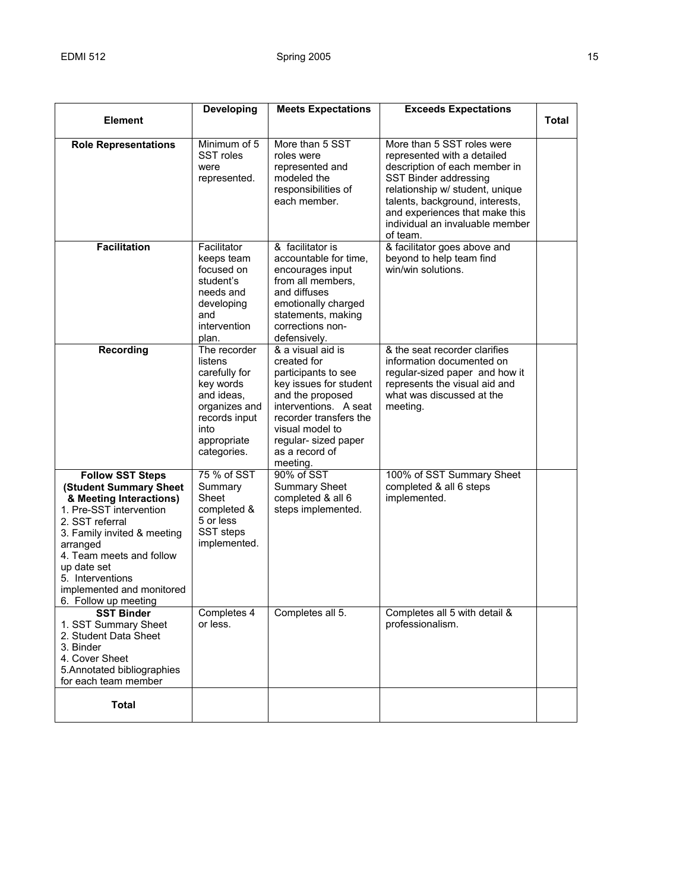| Element | Developing | Meets Expectations | Exceeds Expectations | Total |
|---|---|---|---|---|
| **Role Representations** | Minimum of 5 SST roles were represented. | More than 5 SST roles were represented and modeled the responsibilities of each member. | More than 5 SST roles were represented with a detailed description of each member in SST Binder addressing relationship w/ student, unique talents, background, interests, and experiences that make this individual an invaluable member of team. | |
| **Facilitation** | Facilitator keeps team focused on student's needs and developing and intervention plan. | & facilitator is accountable for time, encourages input from all members, and diffuses emotionally charged statements, making corrections non-defensively. | & facilitator goes above and beyond to help team find win/win solutions. | |
| **Recording** | The recorder listens carefully for key words and ideas, organizes and records input into appropriate categories. | & a visual aid is created for participants to see key issues for student and the proposed interventions. A seat recorder transfers the visual model to regular- sized paper as a record of meeting. | & the seat recorder clarifies information documented on regular-sized paper and how it represents the visual aid and what was discussed at the meeting. | |
| **Follow SST Steps (Student Summary Sheet & Meeting Interactions)**<br>1. Pre-SST intervention<br>2. SST referral<br>3. Family invited & meeting arranged<br>4. Team meets and follow up date set<br>5. Interventions implemented and monitored<br>6. Follow up meeting | 75 % of SST Summary Sheet completed & 5 or less SST steps implemented. | 90% of SST Summary Sheet completed & all 6 steps implemented. | 100% of SST Summary Sheet completed & all 6 steps implemented. | |
| **SST Binder**<br>1. SST Summary Sheet<br>2. Student Data Sheet<br>3. Binder<br>4. Cover Sheet<br>5.Annotated bibliographies for each team member | Completes 4 or less. | Completes all 5. | Completes all 5 with detail & professionalism. | |
| **Total** | | | | |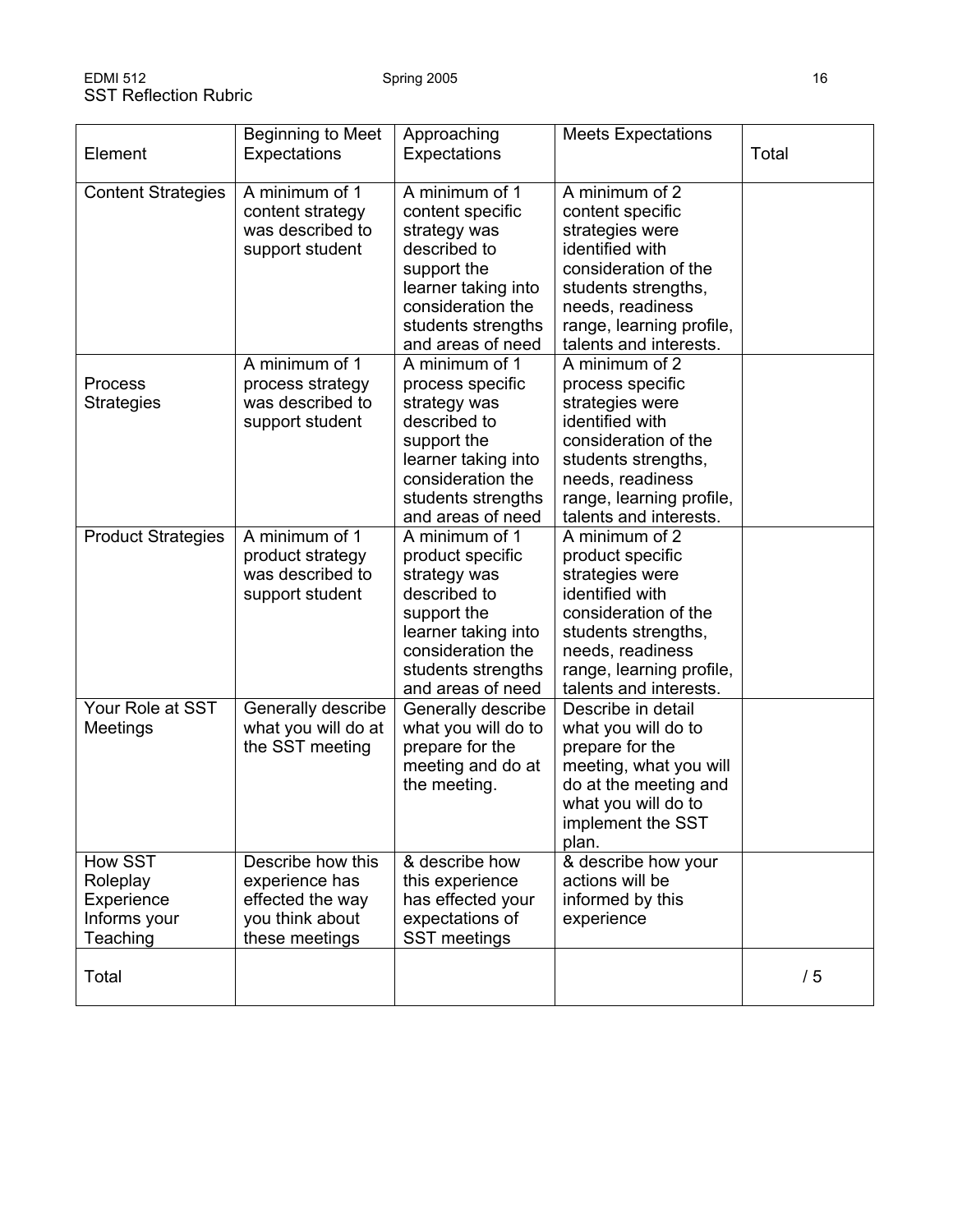## SST Reflection Rubric

| Element | Beginning to Meet Expectations | Approaching Expectations | Meets Expectations | Total |
|---|---|---|---|---|
| Content Strategies | A minimum of 1 content strategy was described to support student | A minimum of 1 content specific strategy was described to support the learner taking into consideration the students strengths and areas of need | A minimum of 2 content specific strategies were identified with consideration of the students strengths, needs, readiness range, learning profile, talents and interests. | |
| Process Strategies | A minimum of 1 process strategy was described to support student | A minimum of 1 process specific strategy was described to support the learner taking into consideration the students strengths and areas of need | A minimum of 2 process specific strategies were identified with consideration of the students strengths, needs, readiness range, learning profile, talents and interests. | |
| Product Strategies | A minimum of 1 product strategy was described to support student | A minimum of 1 product specific strategy was described to support the learner taking into consideration the students strengths and areas of need | A minimum of 2 product specific strategies were identified with consideration of the students strengths, needs, readiness range, learning profile, talents and interests. | |
| Your Role at SST Meetings | Generally describe what you will do at the SST meeting | Generally describe what you will do to prepare for the meeting and do at the meeting. | Describe in detail what you will do to prepare for the meeting, what you will do at the meeting and what you will do to implement the SST plan. | |
| How SST Roleplay Experience Informs your Teaching | Describe how this experience has effected the way you think about these meetings | & describe how this experience has effected your expectations of SST meetings | & describe how your actions will be informed by this experience | |
| Total | | | | / 5 |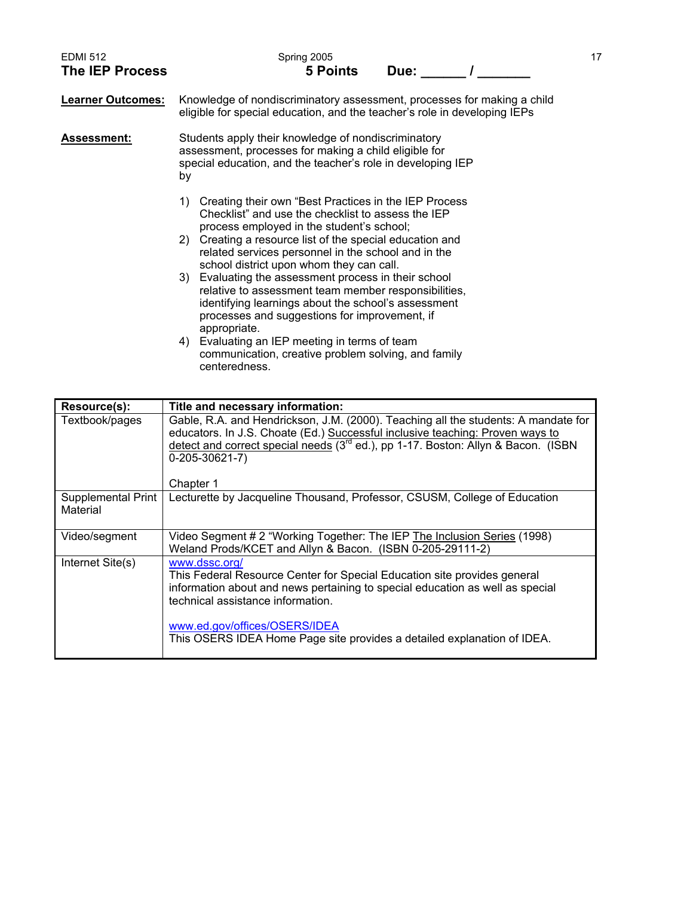EDMI 512 Spring 2005

## The IEP Process

**5 Points Due: ______ / _______**

**Learner Outcomes:** Knowledge of nondiscriminatory assessment, processes for making a child eligible for special education, and the teacher's role in developing IEPs

**Assessment:** Students apply their knowledge of nondiscriminatory assessment, processes for making a child eligible for special education, and the teacher's role in developing IEP by

1) Creating their own "Best Practices in the IEP Process Checklist" and use the checklist to assess the IEP process employed in the student's school;
2) Creating a resource list of the special education and related services personnel in the school and in the school district upon whom they can call.
3) Evaluating the assessment process in their school relative to assessment team member responsibilities, identifying learnings about the school's assessment processes and suggestions for improvement, if appropriate.
4) Evaluating an IEP meeting in terms of team communication, creative problem solving, and family centeredness.

| Resource(s): | Title and necessary information: |
|---|---|
| Textbook/pages | Gable, R.A. and Hendrickson, J.M. (2000). Teaching all the students: A mandate for educators. In J.S. Choate (Ed.) Successful inclusive teaching: Proven ways to detect and correct special needs (3rd ed.), pp 1-17. Boston: Allyn & Bacon. (ISBN 0-205-30621-7)<br><br>Chapter 1 |
| Supplemental Print Material | Lecturette by Jacqueline Thousand, Professor, CSUSM, College of Education |
| Video/segment | Video Segment # 2 "Working Together: The IEP The Inclusion Series (1998) Weland Prods/KCET and Allyn & Bacon. (ISBN 0-205-29111-2) |
| Internet Site(s) | www.dssc.org/<br>This Federal Resource Center for Special Education site provides general information about and news pertaining to special education as well as special technical assistance information.<br><br>www.ed.gov/offices/OSERS/IDEA<br>This OSERS IDEA Home Page site provides a detailed explanation of IDEA. |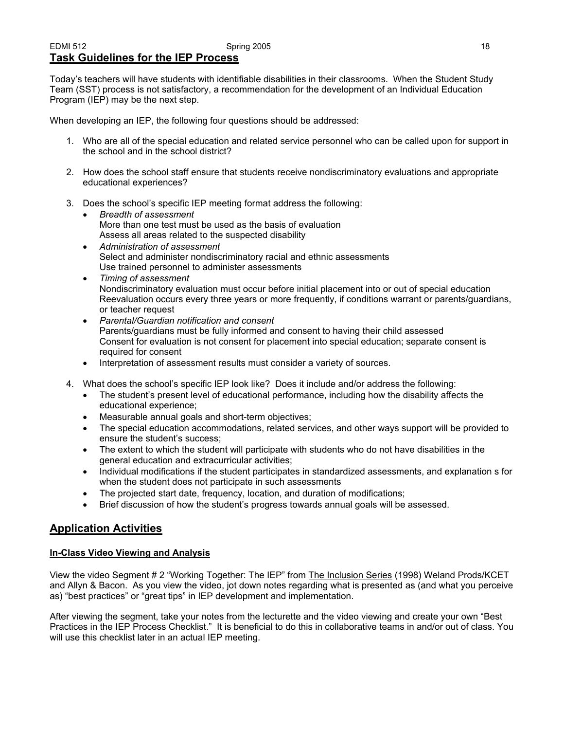## Task Guidelines for the IEP Process

Today's teachers will have students with identifiable disabilities in their classrooms. When the Student Study Team (SST) process is not satisfactory, a recommendation for the development of an Individual Education Program (IEP) may be the next step.

When developing an IEP, the following four questions should be addressed:

1. Who are all of the special education and related service personnel who can be called upon for support in the school and in the school district?

2. How does the school staff ensure that students receive nondiscriminatory evaluations and appropriate educational experiences?

3. Does the school's specific IEP meeting format address the following:
   - *Breadth of assessment*
     More than one test must be used as the basis of evaluation
     Assess all areas related to the suspected disability
   - *Administration of assessment*
     Select and administer nondiscriminatory racial and ethnic assessments
     Use trained personnel to administer assessments
   - *Timing of assessment*
     Nondiscriminatory evaluation must occur before initial placement into or out of special education
     Reevaluation occurs every three years or more frequently, if conditions warrant or parents/guardians, or teacher request
   - *Parental/Guardian notification and consent*
     Parents/guardians must be fully informed and consent to having their child assessed
     Consent for evaluation is not consent for placement into special education; separate consent is required for consent
   - Interpretation of assessment results must consider a variety of sources.

4. What does the school's specific IEP look like? Does it include and/or address the following:
   - The student's present level of educational performance, including how the disability affects the educational experience;
   - Measurable annual goals and short-term objectives;
   - The special education accommodations, related services, and other ways support will be provided to ensure the student's success;
   - The extent to which the student will participate with students who do not have disabilities in the general education and extracurricular activities;
   - Individual modifications if the student participates in standardized assessments, and explanation s for when the student does not participate in such assessments
   - The projected start date, frequency, location, and duration of modifications;
   - Brief discussion of how the student's progress towards annual goals will be assessed.

## Application Activities

### In-Class Video Viewing and Analysis

View the video Segment # 2 "Working Together: The IEP" from The Inclusion Series (1998) Weland Prods/KCET and Allyn & Bacon. As you view the video, jot down notes regarding what is presented as (and what you perceive as) "best practices" or "great tips" in IEP development and implementation.

After viewing the segment, take your notes from the lecturette and the video viewing and create your own "Best Practices in the IEP Process Checklist." It is beneficial to do this in collaborative teams in and/or out of class. You will use this checklist later in an actual IEP meeting.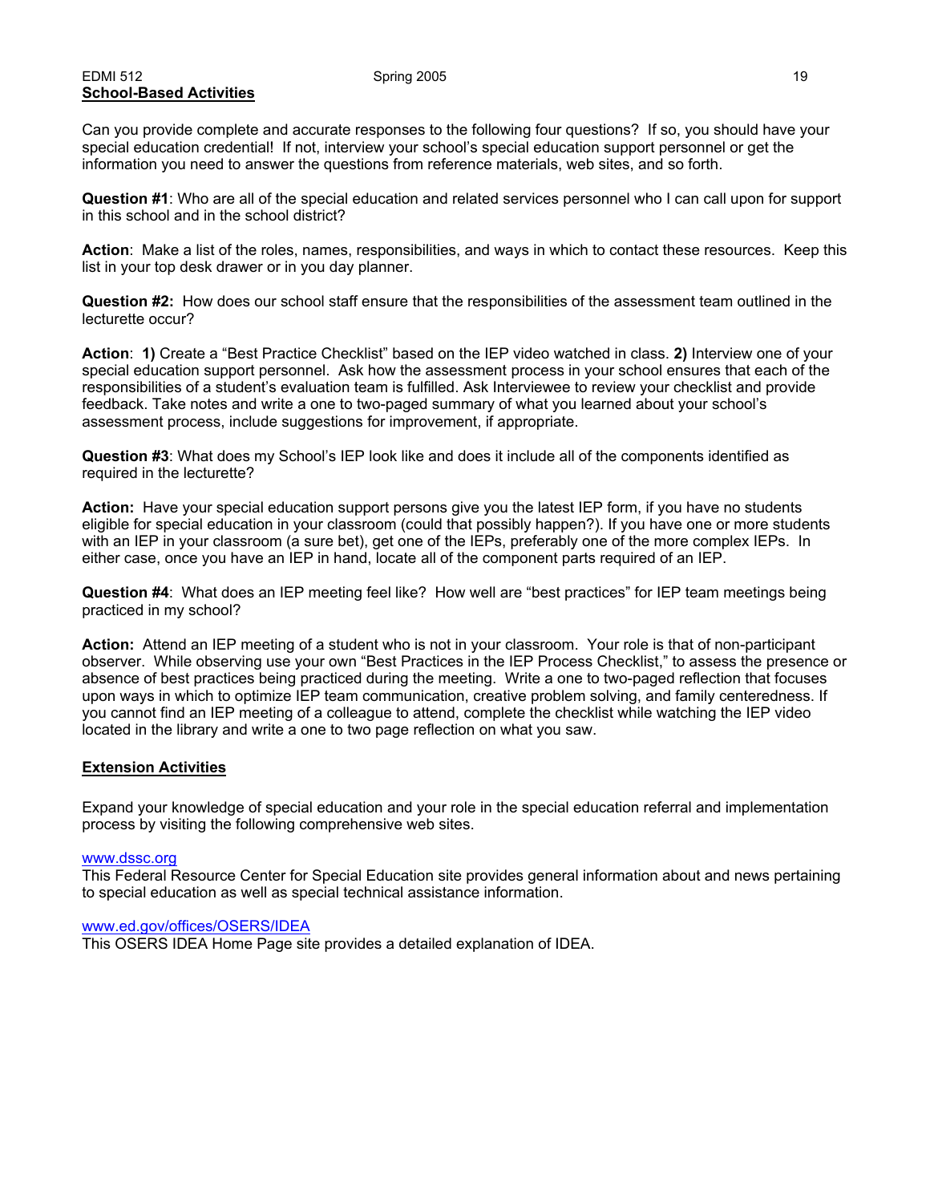## School-Based Activities

Can you provide complete and accurate responses to the following four questions? If so, you should have your special education credential! If not, interview your school's special education support personnel or get the information you need to answer the questions from reference materials, web sites, and so forth.

**Question #1**: Who are all of the special education and related services personnel who I can call upon for support in this school and in the school district?

**Action**: Make a list of the roles, names, responsibilities, and ways in which to contact these resources. Keep this list in your top desk drawer or in you day planner.

**Question #2:** How does our school staff ensure that the responsibilities of the assessment team outlined in the lecturette occur?

**Action**: **1)** Create a "Best Practice Checklist" based on the IEP video watched in class. **2)** Interview one of your special education support personnel. Ask how the assessment process in your school ensures that each of the responsibilities of a student's evaluation team is fulfilled. Ask Interviewee to review your checklist and provide feedback. Take notes and write a one to two-paged summary of what you learned about your school's assessment process, include suggestions for improvement, if appropriate.

**Question #3**: What does my School's IEP look like and does it include all of the components identified as required in the lecturette?

**Action:** Have your special education support persons give you the latest IEP form, if you have no students eligible for special education in your classroom (could that possibly happen?). If you have one or more students with an IEP in your classroom (a sure bet), get one of the IEPs, preferably one of the more complex IEPs. In either case, once you have an IEP in hand, locate all of the component parts required of an IEP.

**Question #4**: What does an IEP meeting feel like? How well are "best practices" for IEP team meetings being practiced in my school?

**Action:** Attend an IEP meeting of a student who is not in your classroom. Your role is that of non-participant observer. While observing use your own "Best Practices in the IEP Process Checklist," to assess the presence or absence of best practices being practiced during the meeting. Write a one to two-paged reflection that focuses upon ways in which to optimize IEP team communication, creative problem solving, and family centeredness. If you cannot find an IEP meeting of a colleague to attend, complete the checklist while watching the IEP video located in the library and write a one to two page reflection on what you saw.

## Extension Activities

Expand your knowledge of special education and your role in the special education referral and implementation process by visiting the following comprehensive web sites.

www.dssc.org
This Federal Resource Center for Special Education site provides general information about and news pertaining to special education as well as special technical assistance information.

www.ed.gov/offices/OSERS/IDEA
This OSERS IDEA Home Page site provides a detailed explanation of IDEA.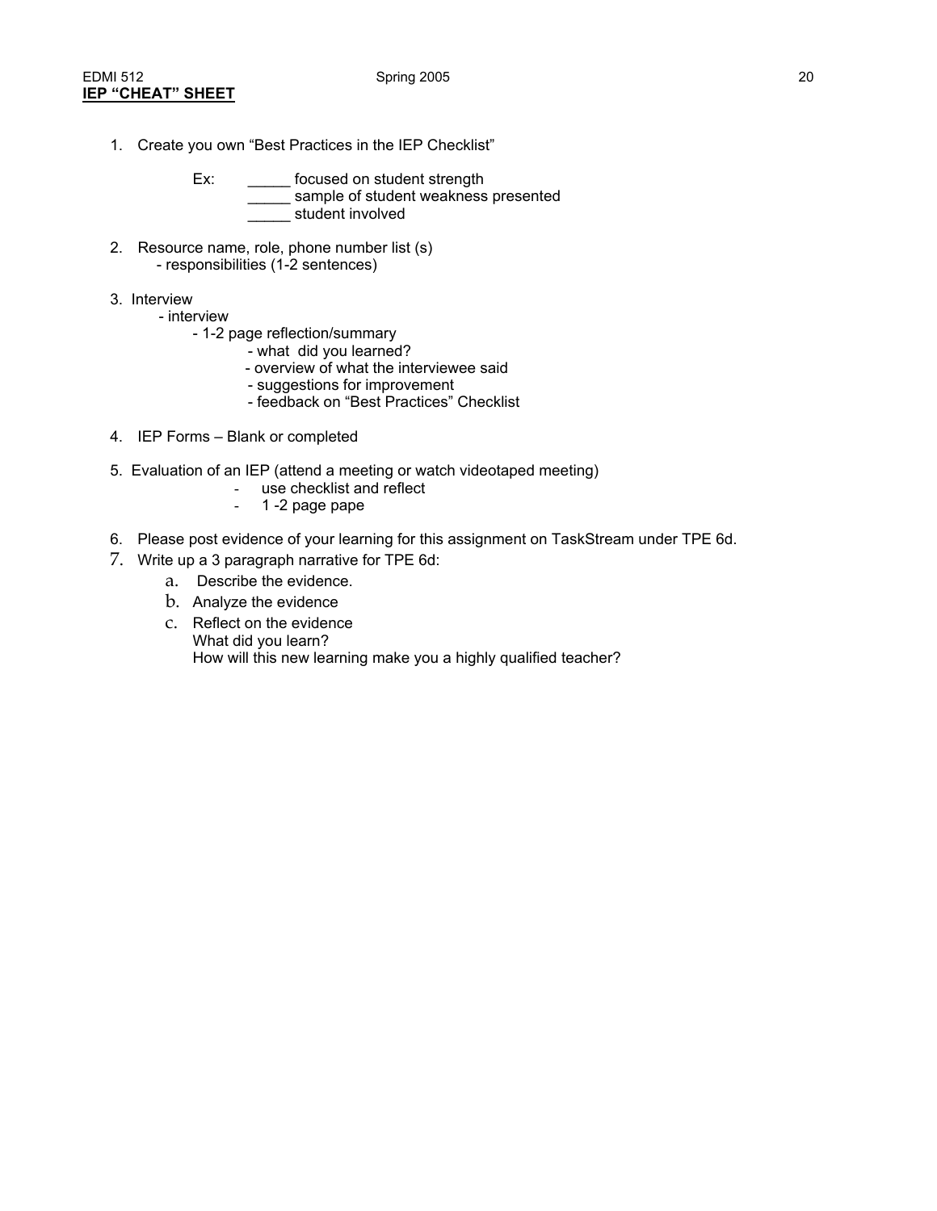**IEP "CHEAT" SHEET**

1. Create you own "Best Practices in the IEP Checklist"

   Ex: _____ focused on student strength
   _____ sample of student weakness presented
   _____ student involved

2. Resource name, role, phone number list (s)
   - responsibilities (1-2 sentences)

3. Interview
   - interview
     - 1-2 page reflection/summary
       - what did you learned?
       - overview of what the interviewee said
       - suggestions for improvement
       - feedback on "Best Practices" Checklist

4. IEP Forms – Blank or completed

5. Evaluation of an IEP (attend a meeting or watch videotaped meeting)
   - use checklist and reflect
   - 1 -2 page pape

6. Please post evidence of your learning for this assignment on TaskStream under TPE 6d.

7. Write up a 3 paragraph narrative for TPE 6d:
   a. Describe the evidence.
   b. Analyze the evidence
   c. Reflect on the evidence
      What did you learn?
      How will this new learning make you a highly qualified teacher?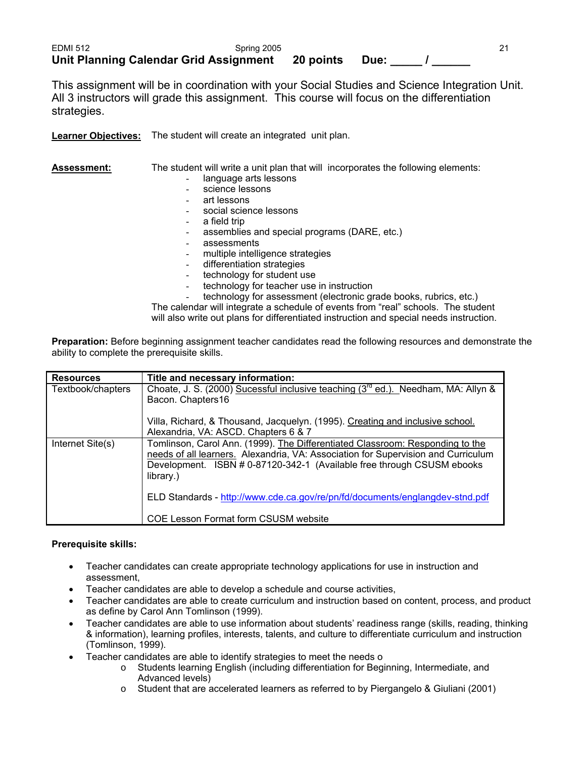## Unit Planning Calendar Grid Assignment   20 points   Due: _____ / ______

This assignment will be in coordination with your Social Studies and Science Integration Unit. All 3 instructors will grade this assignment. This course will focus on the differentiation strategies.

**Learner Objectives:** The student will create an integrated unit plan.

**Assessment:** The student will write a unit plan that will incorporates the following elements:

- language arts lessons
- science lessons
- art lessons
- social science lessons
- a field trip
- assemblies and special programs (DARE, etc.)
- assessments
- multiple intelligence strategies
- differentiation strategies
- technology for student use
- technology for teacher use in instruction
- technology for assessment (electronic grade books, rubrics, etc.)

The calendar will integrate a schedule of events from "real" schools. The student will also write out plans for differentiated instruction and special needs instruction.

**Preparation:** Before beginning assignment teacher candidates read the following resources and demonstrate the ability to complete the prerequisite skills.

| Resources | Title and necessary information: |
|---|---|
| Textbook/chapters | Choate, J. S. (2000) Sucessful inclusive teaching (3rd ed.). Needham, MA: Allyn & Bacon. Chapters16<br><br>Villa, Richard, & Thousand, Jacquelyn. (1995). Creating and inclusive school. Alexandria, VA: ASCD. Chapters 6 & 7 |
| Internet Site(s) | Tomlinson, Carol Ann. (1999). The Differentiated Classroom: Responding to the needs of all learners. Alexandria, VA: Association for Supervision and Curriculum Development. ISBN # 0-87120-342-1 (Available free through CSUSM ebooks library.)<br><br>ELD Standards - http://www.cde.ca.gov/re/pn/fd/documents/englangdev-stnd.pdf<br><br>COE Lesson Format form CSUSM website |

**Prerequisite skills:**

- Teacher candidates can create appropriate technology applications for use in instruction and assessment,
- Teacher candidates are able to develop a schedule and course activities,
- Teacher candidates are able to create curriculum and instruction based on content, process, and product as define by Carol Ann Tomlinson (1999).
- Teacher candidates are able to use information about students' readiness range (skills, reading, thinking & information), learning profiles, interests, talents, and culture to differentiate curriculum and instruction (Tomlinson, 1999).
- Teacher candidates are able to identify strategies to meet the needs o
  - Students learning English (including differentiation for Beginning, Intermediate, and Advanced levels)
  - Student that are accelerated learners as referred to by Piergangelo & Giuliani (2001)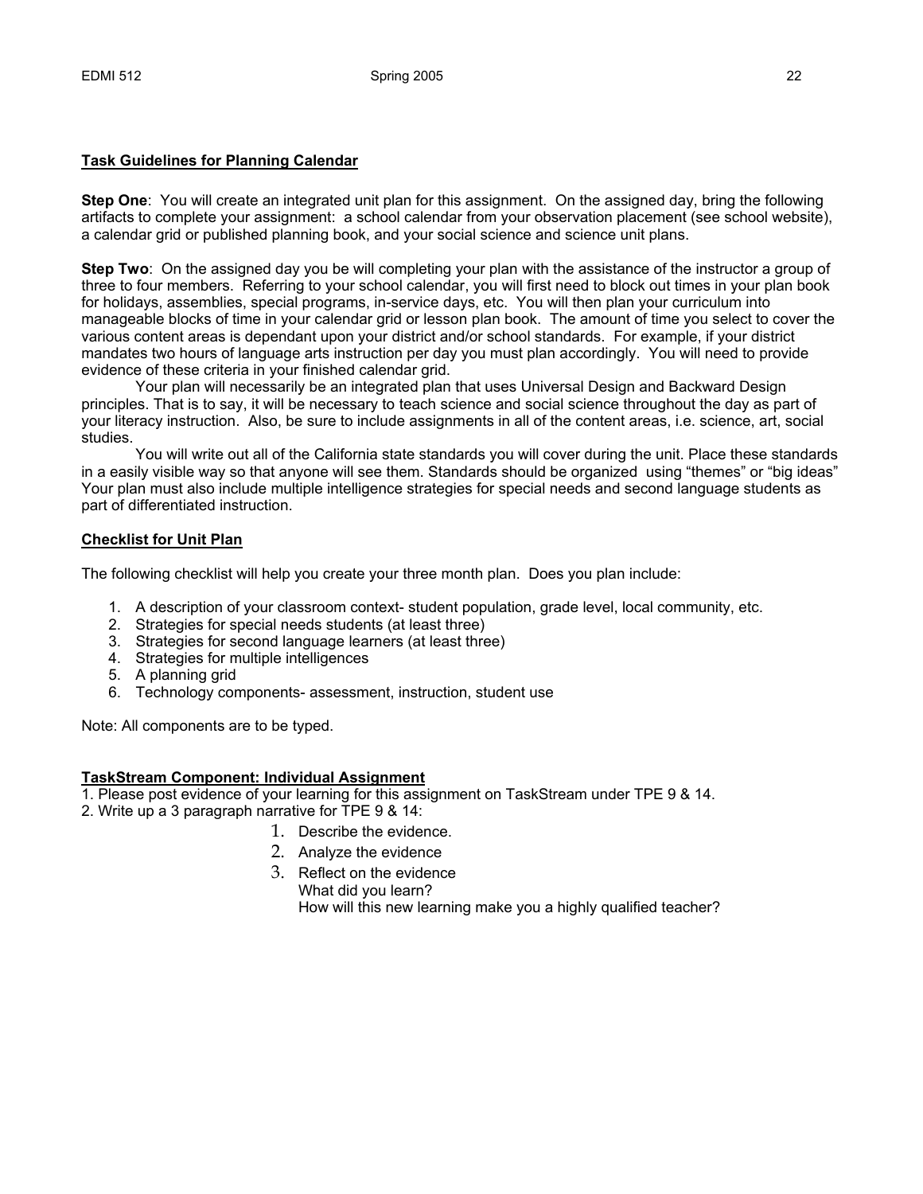**<u>Task Guidelines for Planning Calendar</u>**

**Step One**: You will create an integrated unit plan for this assignment. On the assigned day, bring the following artifacts to complete your assignment: a school calendar from your observation placement (see school website), a calendar grid or published planning book, and your social science and science unit plans.

**Step Two**: On the assigned day you be will completing your plan with the assistance of the instructor a group of three to four members. Referring to your school calendar, you will first need to block out times in your plan book for holidays, assemblies, special programs, in-service days, etc. You will then plan your curriculum into manageable blocks of time in your calendar grid or lesson plan book. The amount of time you select to cover the various content areas is dependant upon your district and/or school standards. For example, if your district mandates two hours of language arts instruction per day you must plan accordingly. You will need to provide evidence of these criteria in your finished calendar grid.

Your plan will necessarily be an integrated plan that uses Universal Design and Backward Design principles. That is to say, it will be necessary to teach science and social science throughout the day as part of your literacy instruction. Also, be sure to include assignments in all of the content areas, i.e. science, art, social studies.

You will write out all of the California state standards you will cover during the unit. Place these standards in a easily visible way so that anyone will see them. Standards should be organized using "themes" or "big ideas" Your plan must also include multiple intelligence strategies for special needs and second language students as part of differentiated instruction.

**<u>Checklist for Unit Plan</u>**

The following checklist will help you create your three month plan. Does you plan include:

1. A description of your classroom context- student population, grade level, local community, etc.
2. Strategies for special needs students (at least three)
3. Strategies for second language learners (at least three)
4. Strategies for multiple intelligences
5. A planning grid
6. Technology components- assessment, instruction, student use

Note: All components are to be typed.

**<u>TaskStream Component: Individual Assignment</u>**

1. Please post evidence of your learning for this assignment on TaskStream under TPE 9 & 14.
2. Write up a 3 paragraph narrative for TPE 9 & 14:
   1. Describe the evidence.
   2. Analyze the evidence
   3. Reflect on the evidence
      What did you learn?
      How will this new learning make you a highly qualified teacher?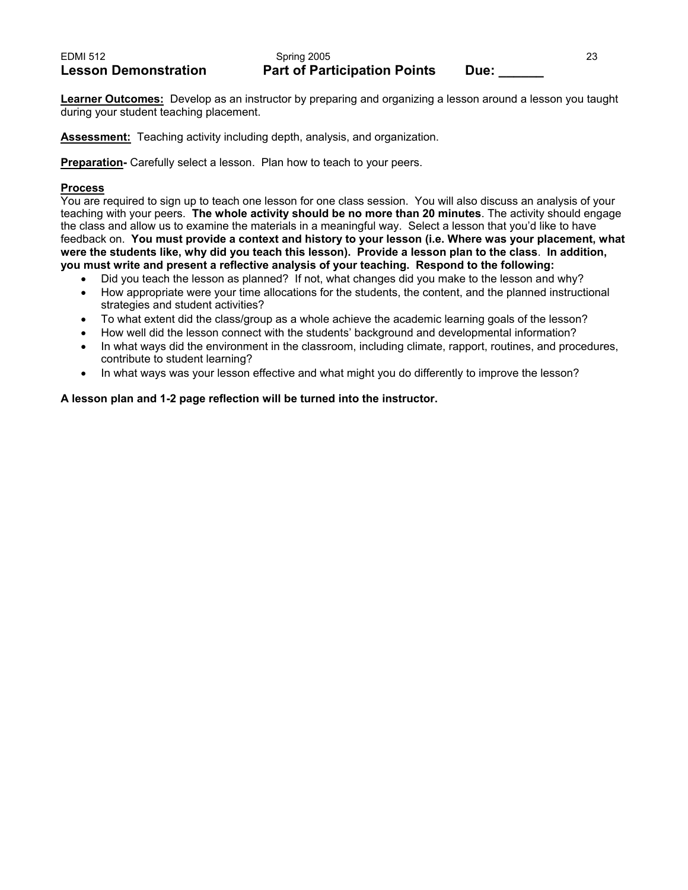## Lesson Demonstration — Part of Participation Points — Due: ______

**Learner Outcomes:** Develop as an instructor by preparing and organizing a lesson around a lesson you taught during your student teaching placement.

**Assessment:** Teaching activity including depth, analysis, and organization.

**Preparation-** Carefully select a lesson. Plan how to teach to your peers.

**Process**

You are required to sign up to teach one lesson for one class session. You will also discuss an analysis of your teaching with your peers. **The whole activity should be no more than 20 minutes**. The activity should engage the class and allow us to examine the materials in a meaningful way. Select a lesson that you'd like to have feedback on. **You must provide a context and history to your lesson (i.e. Where was your placement, what were the students like, why did you teach this lesson). Provide a lesson plan to the class**. **In addition, you must write and present a reflective analysis of your teaching. Respond to the following:**

- Did you teach the lesson as planned? If not, what changes did you make to the lesson and why?
- How appropriate were your time allocations for the students, the content, and the planned instructional strategies and student activities?
- To what extent did the class/group as a whole achieve the academic learning goals of the lesson?
- How well did the lesson connect with the students' background and developmental information?
- In what ways did the environment in the classroom, including climate, rapport, routines, and procedures, contribute to student learning?
- In what ways was your lesson effective and what might you do differently to improve the lesson?

**A lesson plan and 1-2 page reflection will be turned into the instructor.**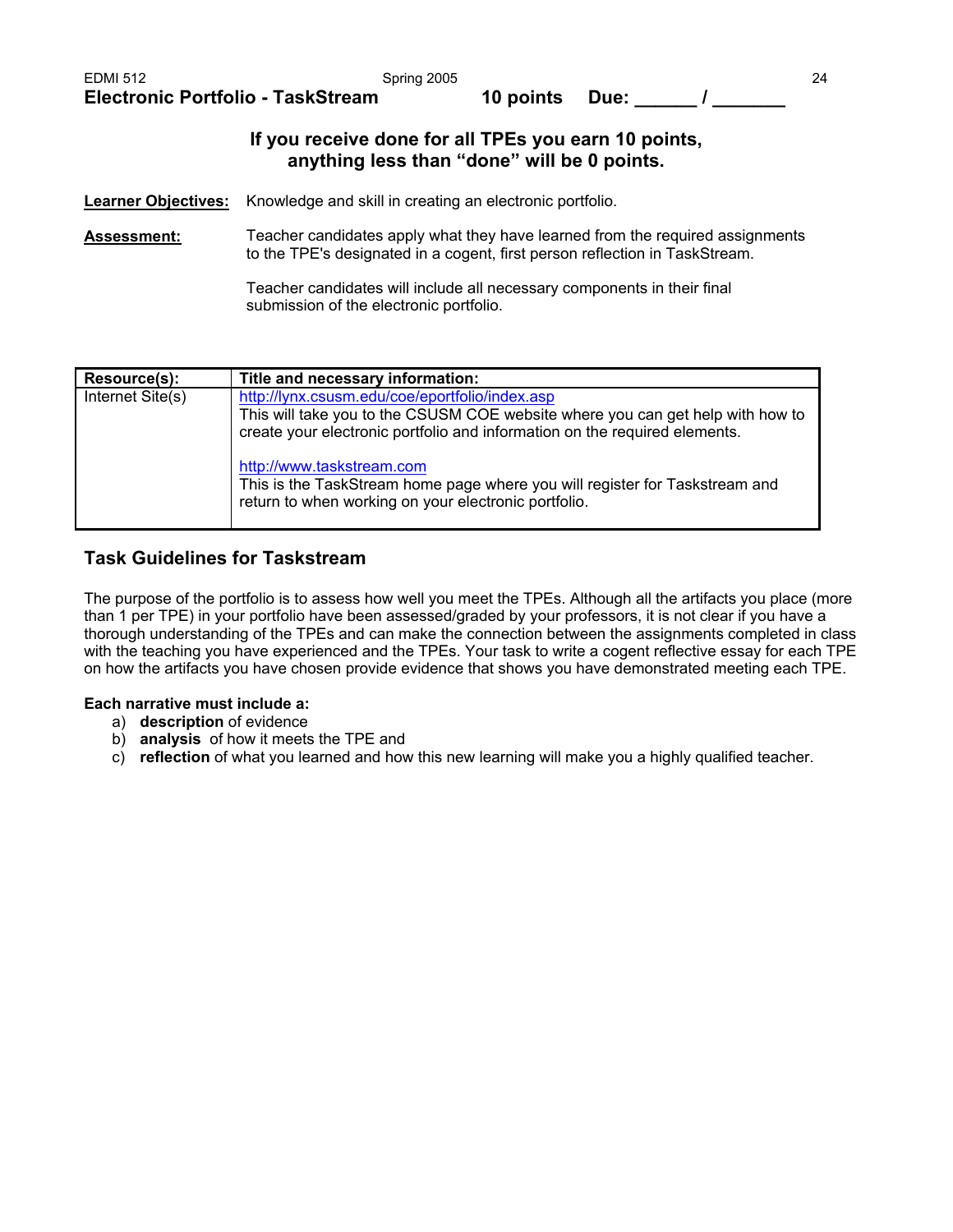**Electronic Portfolio - TaskStream** **10 points** **Due: ______ / _______**

**If you receive done for all TPEs you earn 10 points, anything less than "done" will be 0 points.**

**Learner Objectives:** Knowledge and skill in creating an electronic portfolio.

**Assessment:** Teacher candidates apply what they have learned from the required assignments to the TPE's designated in a cogent, first person reflection in TaskStream.

Teacher candidates will include all necessary components in their final submission of the electronic portfolio.

| Resource(s): | Title and necessary information: |
|---|---|
| Internet Site(s) | http://lynx.csusm.edu/coe/eportfolio/index.asp<br>This will take you to the CSUSM COE website where you can get help with how to create your electronic portfolio and information on the required elements.<br><br>http://www.taskstream.com<br>This is the TaskStream home page where you will register for Taskstream and return to when working on your electronic portfolio. |

## Task Guidelines for Taskstream

The purpose of the portfolio is to assess how well you meet the TPEs. Although all the artifacts you place (more than 1 per TPE) in your portfolio have been assessed/graded by your professors, it is not clear if you have a thorough understanding of the TPEs and can make the connection between the assignments completed in class with the teaching you have experienced and the TPEs. Your task to write a cogent reflective essay for each TPE on how the artifacts you have chosen provide evidence that shows you have demonstrated meeting each TPE.

**Each narrative must include a:**

a) **description** of evidence
b) **analysis** of how it meets the TPE and
c) **reflection** of what you learned and how this new learning will make you a highly qualified teacher.